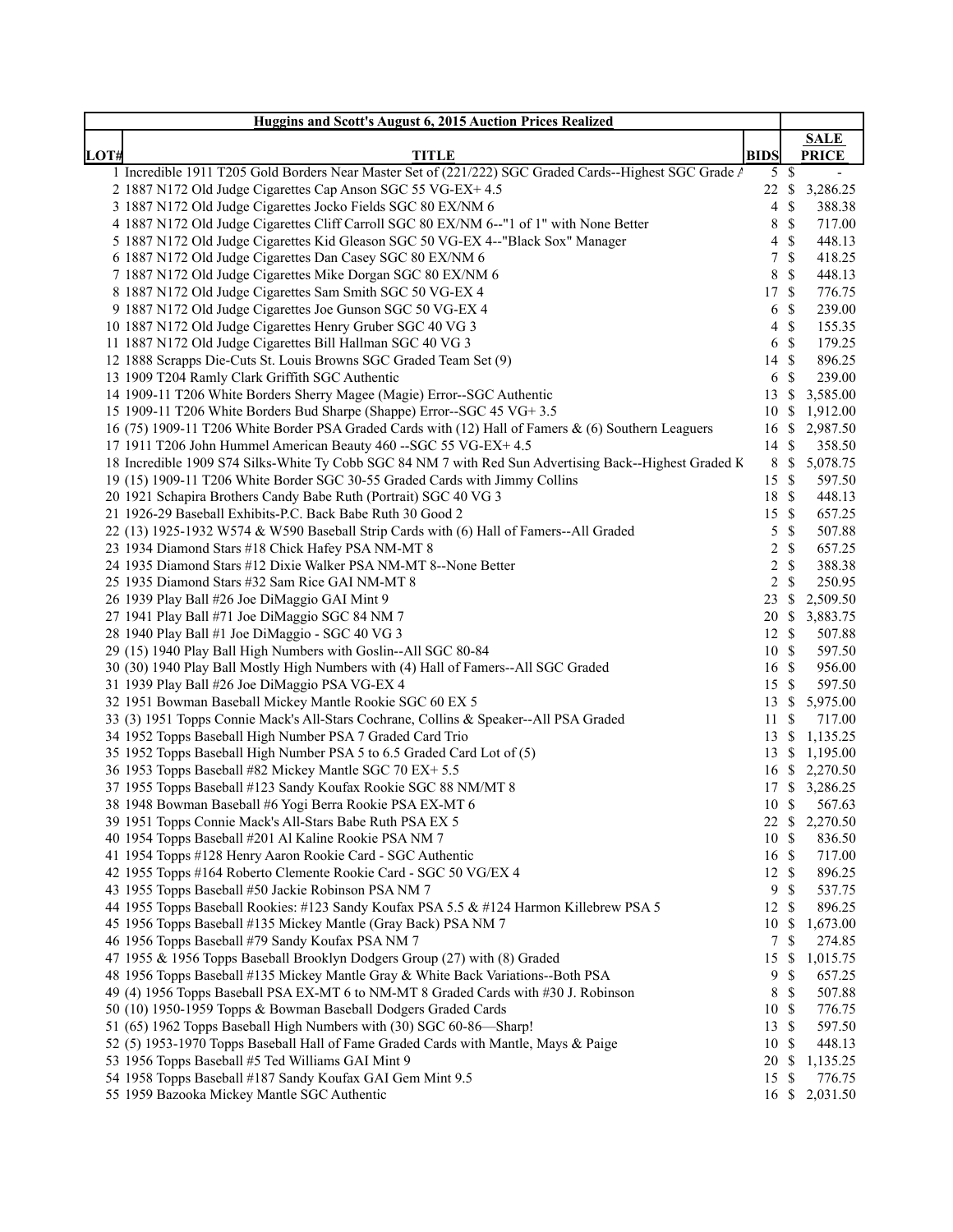| Huggins and Scott's August 6, 2015 Auction Prices Realized | | | |
|---|---|---|---|
| **LOT#** | **TITLE** | **BIDS** | **SALE PRICE** |
| 1 | Incredible 1911 T205 Gold Borders Near Master Set of (221/222) SGC Graded Cards--Highest SGC Grade A | 5 | $ - |
| 2 | 1887 N172 Old Judge Cigarettes Cap Anson SGC 55 VG-EX+ 4.5 | 22 | $ 3,286.25 |
| 3 | 1887 N172 Old Judge Cigarettes Jocko Fields SGC 80 EX/NM 6 | 4 | $ 388.38 |
| 4 | 1887 N172 Old Judge Cigarettes Cliff Carroll SGC 80 EX/NM 6--"1 of 1" with None Better | 8 | $ 717.00 |
| 5 | 1887 N172 Old Judge Cigarettes Kid Gleason SGC 50 VG-EX 4--"Black Sox" Manager | 4 | $ 448.13 |
| 6 | 1887 N172 Old Judge Cigarettes Dan Casey SGC 80 EX/NM 6 | 7 | $ 418.25 |
| 7 | 1887 N172 Old Judge Cigarettes Mike Dorgan SGC 80 EX/NM 6 | 8 | $ 448.13 |
| 8 | 1887 N172 Old Judge Cigarettes Sam Smith SGC 50 VG-EX 4 | 17 | $ 776.75 |
| 9 | 1887 N172 Old Judge Cigarettes Joe Gunson SGC 50 VG-EX 4 | 6 | $ 239.00 |
| 10 | 1887 N172 Old Judge Cigarettes Henry Gruber SGC 40 VG 3 | 4 | $ 155.35 |
| 11 | 1887 N172 Old Judge Cigarettes Bill Hallman SGC 40 VG 3 | 6 | $ 179.25 |
| 12 | 1888 Scrapps Die-Cuts St. Louis Browns SGC Graded Team Set (9) | 14 | $ 896.25 |
| 13 | 1909 T204 Ramly Clark Griffith SGC Authentic | 6 | $ 239.00 |
| 14 | 1909-11 T206 White Borders Sherry Magee (Magie) Error--SGC Authentic | 13 | $ 3,585.00 |
| 15 | 1909-11 T206 White Borders Bud Sharpe (Shappe) Error--SGC 45 VG+ 3.5 | 10 | $ 1,912.00 |
| 16 | (75) 1909-11 T206 White Border PSA Graded Cards with (12) Hall of Famers & (6) Southern Leaguers | 16 | $ 2,987.50 |
| 17 | 1911 T206 John Hummel American Beauty 460 --SGC 55 VG-EX+ 4.5 | 14 | $ 358.50 |
| 18 | Incredible 1909 S74 Silks-White Ty Cobb SGC 84 NM 7 with Red Sun Advertising Back--Highest Graded K | 8 | $ 5,078.75 |
| 19 | (15) 1909-11 T206 White Border SGC 30-55 Graded Cards with Jimmy Collins | 15 | $ 597.50 |
| 20 | 1921 Schapira Brothers Candy Babe Ruth (Portrait) SGC 40 VG 3 | 18 | $ 448.13 |
| 21 | 1926-29 Baseball Exhibits-P.C. Back Babe Ruth 30 Good 2 | 15 | $ 657.25 |
| 22 | (13) 1925-1932 W574 & W590 Baseball Strip Cards with (6) Hall of Famers--All Graded | 5 | $ 507.88 |
| 23 | 1934 Diamond Stars #18 Chick Hafey PSA NM-MT 8 | 2 | $ 657.25 |
| 24 | 1935 Diamond Stars #12 Dixie Walker PSA NM-MT 8--None Better | 2 | $ 388.38 |
| 25 | 1935 Diamond Stars #32 Sam Rice GAI NM-MT 8 | 2 | $ 250.95 |
| 26 | 1939 Play Ball #26 Joe DiMaggio GAI Mint 9 | 23 | $ 2,509.50 |
| 27 | 1941 Play Ball #71 Joe DiMaggio SGC 84 NM 7 | 20 | $ 3,883.75 |
| 28 | 1940 Play Ball #1 Joe DiMaggio - SGC 40 VG 3 | 12 | $ 507.88 |
| 29 | (15) 1940 Play Ball High Numbers with Goslin--All SGC 80-84 | 10 | $ 597.50 |
| 30 | (30) 1940 Play Ball Mostly High Numbers with (4) Hall of Famers--All SGC Graded | 16 | $ 956.00 |
| 31 | 1939 Play Ball #26 Joe DiMaggio PSA VG-EX 4 | 15 | $ 597.50 |
| 32 | 1951 Bowman Baseball Mickey Mantle Rookie SGC 60 EX 5 | 13 | $ 5,975.00 |
| 33 | (3) 1951 Topps Connie Mack's All-Stars Cochrane, Collins & Speaker--All PSA Graded | 11 | $ 717.00 |
| 34 | 1952 Topps Baseball High Number PSA 7 Graded Card Trio | 13 | $ 1,135.25 |
| 35 | 1952 Topps Baseball High Number PSA 5 to 6.5 Graded Card Lot of (5) | 13 | $ 1,195.00 |
| 36 | 1953 Topps Baseball #82 Mickey Mantle SGC 70 EX+ 5.5 | 16 | $ 2,270.50 |
| 37 | 1955 Topps Baseball #123 Sandy Koufax Rookie SGC 88 NM/MT 8 | 17 | $ 3,286.25 |
| 38 | 1948 Bowman Baseball #6 Yogi Berra Rookie PSA EX-MT 6 | 10 | $ 567.63 |
| 39 | 1951 Topps Connie Mack's All-Stars Babe Ruth PSA EX 5 | 22 | $ 2,270.50 |
| 40 | 1954 Topps Baseball #201 Al Kaline Rookie PSA NM 7 | 10 | $ 836.50 |
| 41 | 1954 Topps #128 Henry Aaron Rookie Card - SGC Authentic | 16 | $ 717.00 |
| 42 | 1955 Topps #164 Roberto Clemente Rookie Card - SGC 50 VG/EX 4 | 12 | $ 896.25 |
| 43 | 1955 Topps Baseball #50 Jackie Robinson PSA NM 7 | 9 | $ 537.75 |
| 44 | 1955 Topps Baseball Rookies: #123 Sandy Koufax PSA 5.5 & #124 Harmon Killebrew PSA 5 | 12 | $ 896.25 |
| 45 | 1956 Topps Baseball #135 Mickey Mantle (Gray Back) PSA NM 7 | 10 | $ 1,673.00 |
| 46 | 1956 Topps Baseball #79 Sandy Koufax PSA NM 7 | 7 | $ 274.85 |
| 47 | 1955 & 1956 Topps Baseball Brooklyn Dodgers Group (27) with (8) Graded | 15 | $ 1,015.75 |
| 48 | 1956 Topps Baseball #135 Mickey Mantle Gray & White Back Variations--Both PSA | 9 | $ 657.25 |
| 49 | (4) 1956 Topps Baseball PSA EX-MT 6 to NM-MT 8 Graded Cards with #30 J. Robinson | 8 | $ 507.88 |
| 50 | (10) 1950-1959 Topps & Bowman Baseball Dodgers Graded Cards | 10 | $ 776.75 |
| 51 | (65) 1962 Topps Baseball High Numbers with (30) SGC 60-86—Sharp! | 13 | $ 597.50 |
| 52 | (5) 1953-1970 Topps Baseball Hall of Fame Graded Cards with Mantle, Mays & Paige | 10 | $ 448.13 |
| 53 | 1956 Topps Baseball #5 Ted Williams GAI Mint 9 | 20 | $ 1,135.25 |
| 54 | 1958 Topps Baseball #187 Sandy Koufax GAI Gem Mint 9.5 | 15 | $ 776.75 |
| 55 | 1959 Bazooka Mickey Mantle SGC Authentic | 16 | $ 2,031.50 |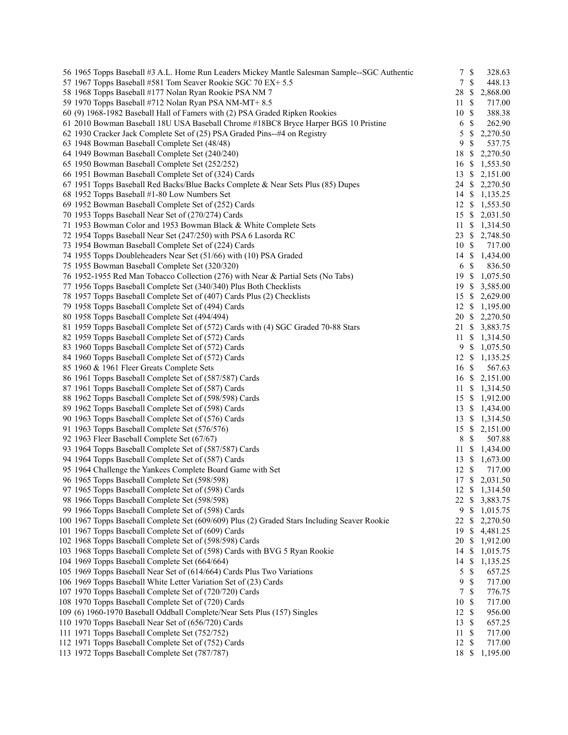| Lot | Description | Bids | Price |
|---|---|---|---|
| 56 | 1965 Topps Baseball #3 A.L. Home Run Leaders Mickey Mantle Salesman Sample--SGC Authentic | 7 | $ 328.63 |
| 57 | 1967 Topps Baseball #581 Tom Seaver Rookie SGC 70 EX+ 5.5 | 7 | $ 448.13 |
| 58 | 1968 Topps Baseball #177 Nolan Ryan Rookie PSA NM 7 | 28 | $ 2,868.00 |
| 59 | 1970 Topps Baseball #712 Nolan Ryan PSA NM-MT+ 8.5 | 11 | $ 717.00 |
| 60 | (9) 1968-1982 Baseball Hall of Famers with (2) PSA Graded Ripken Rookies | 10 | $ 388.38 |
| 61 | 2010 Bowman Baseball 18U USA Baseball Chrome #18BC8 Bryce Harper BGS 10 Pristine | 6 | $ 262.90 |
| 62 | 1930 Cracker Jack Complete Set of (25) PSA Graded Pins--#4 on Registry | 5 | $ 2,270.50 |
| 63 | 1948 Bowman Baseball Complete Set (48/48) | 9 | $ 537.75 |
| 64 | 1949 Bowman Baseball Complete Set (240/240) | 18 | $ 2,270.50 |
| 65 | 1950 Bowman Baseball Complete Set (252/252) | 16 | $ 1,553.50 |
| 66 | 1951 Bowman Baseball Complete Set of (324) Cards | 13 | $ 2,151.00 |
| 67 | 1951 Topps Baseball Red Backs/Blue Backs Complete & Near Sets Plus (85) Dupes | 24 | $ 2,270.50 |
| 68 | 1952 Topps Baseball #1-80 Low Numbers Set | 14 | $ 1,135.25 |
| 69 | 1952 Bowman Baseball Complete Set of (252) Cards | 12 | $ 1,553.50 |
| 70 | 1953 Topps Baseball Near Set of (270/274) Cards | 15 | $ 2,031.50 |
| 71 | 1953 Bowman Color and 1953 Bowman Black & White Complete Sets | 11 | $ 1,314.50 |
| 72 | 1954 Topps Baseball Near Set (247/250) with PSA 6 Lasorda RC | 23 | $ 2,748.50 |
| 73 | 1954 Bowman Baseball Complete Set of (224) Cards | 10 | $ 717.00 |
| 74 | 1955 Topps Doubleheaders Near Set (51/66) with (10) PSA Graded | 14 | $ 1,434.00 |
| 75 | 1955 Bowman Baseball Complete Set (320/320) | 6 | $ 836.50 |
| 76 | 1952-1955 Red Man Tobacco Collection (276) with Near & Partial Sets (No Tabs) | 19 | $ 1,075.50 |
| 77 | 1956 Topps Baseball Complete Set (340/340) Plus Both Checklists | 19 | $ 3,585.00 |
| 78 | 1957 Topps Baseball Complete Set of (407) Cards Plus (2) Checklists | 15 | $ 2,629.00 |
| 79 | 1958 Topps Baseball Complete Set of (494) Cards | 12 | $ 1,195.00 |
| 80 | 1958 Topps Baseball Complete Set (494/494) | 20 | $ 2,270.50 |
| 81 | 1959 Topps Baseball Complete Set of (572) Cards with (4) SGC Graded 70-88 Stars | 21 | $ 3,883.75 |
| 82 | 1959 Topps Baseball Complete Set of (572) Cards | 11 | $ 1,314.50 |
| 83 | 1960 Topps Baseball Complete Set of (572) Cards | 9 | $ 1,075.50 |
| 84 | 1960 Topps Baseball Complete Set of (572) Cards | 12 | $ 1,135.25 |
| 85 | 1960 & 1961 Fleer Greats Complete Sets | 16 | $ 567.63 |
| 86 | 1961 Topps Baseball Complete Set of (587/587) Cards | 16 | $ 2,151.00 |
| 87 | 1961 Topps Baseball Complete Set of (587) Cards | 11 | $ 1,314.50 |
| 88 | 1962 Topps Baseball Complete Set of (598/598) Cards | 15 | $ 1,912.00 |
| 89 | 1962 Topps Baseball Complete Set of (598) Cards | 13 | $ 1,434.00 |
| 90 | 1963 Topps Baseball Complete Set of (576) Cards | 13 | $ 1,314.50 |
| 91 | 1963 Topps Baseball Complete Set (576/576) | 15 | $ 2,151.00 |
| 92 | 1963 Fleer Baseball Complete Set (67/67) | 8 | $ 507.88 |
| 93 | 1964 Topps Baseball Complete Set of (587/587) Cards | 11 | $ 1,434.00 |
| 94 | 1964 Topps Baseball Complete Set of (587) Cards | 13 | $ 1,673.00 |
| 95 | 1964 Challenge the Yankees Complete Board Game with Set | 12 | $ 717.00 |
| 96 | 1965 Topps Baseball Complete Set (598/598) | 17 | $ 2,031.50 |
| 97 | 1965 Topps Baseball Complete Set of (598) Cards | 12 | $ 1,314.50 |
| 98 | 1966 Topps Baseball Complete Set (598/598) | 22 | $ 3,883.75 |
| 99 | 1966 Topps Baseball Complete Set of (598) Cards | 9 | $ 1,015.75 |
| 100 | 1967 Topps Baseball Complete Set (609/609) Plus (2) Graded Stars Including Seaver Rookie | 22 | $ 2,270.50 |
| 101 | 1967 Topps Baseball Complete Set of (609) Cards | 19 | $ 4,481.25 |
| 102 | 1968 Topps Baseball Complete Set of (598/598) Cards | 20 | $ 1,912.00 |
| 103 | 1968 Topps Baseball Complete Set of (598) Cards with BVG 5 Ryan Rookie | 14 | $ 1,015.75 |
| 104 | 1969 Topps Baseball Complete Set (664/664) | 14 | $ 1,135.25 |
| 105 | 1969 Topps Baseball Near Set of (614/664) Cards Plus Two Variations | 5 | $ 657.25 |
| 106 | 1969 Topps Baseball White Letter Variation Set of (23) Cards | 9 | $ 717.00 |
| 107 | 1970 Topps Baseball Complete Set of (720/720) Cards | 7 | $ 776.75 |
| 108 | 1970 Topps Baseball Complete Set of (720) Cards | 10 | $ 717.00 |
| 109 | (6) 1960-1970 Baseball Oddball Complete/Near Sets Plus (157) Singles | 12 | $ 956.00 |
| 110 | 1970 Topps Baseball Near Set of (656/720) Cards | 13 | $ 657.25 |
| 111 | 1971 Topps Baseball Complete Set (752/752) | 11 | $ 717.00 |
| 112 | 1971 Topps Baseball Complete Set of (752) Cards | 12 | $ 717.00 |
| 113 | 1972 Topps Baseball Complete Set (787/787) | 18 | $ 1,195.00 |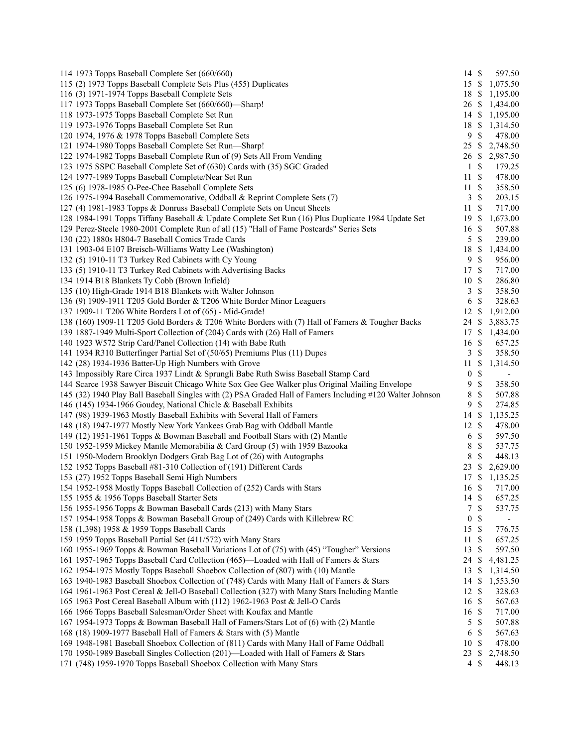| Lot | Description | Bids | | Price |
|---|---|---|---|---|
| 114 | 1973 Topps Baseball Complete Set (660/660) | 14 | $ | 597.50 |
| 115 | (2) 1973 Topps Baseball Complete Sets Plus (455) Duplicates | 15 | $ | 1,075.50 |
| 116 | (3) 1971-1974 Topps Baseball Complete Sets | 18 | $ | 1,195.00 |
| 117 | 1973 Topps Baseball Complete Set (660/660)—Sharp! | 26 | $ | 1,434.00 |
| 118 | 1973-1975 Topps Baseball Complete Set Run | 14 | $ | 1,195.00 |
| 119 | 1973-1976 Topps Baseball Complete Set Run | 18 | $ | 1,314.50 |
| 120 | 1974, 1976 & 1978 Topps Baseball Complete Sets | 9 | $ | 478.00 |
| 121 | 1974-1980 Topps Baseball Complete Set Run—Sharp! | 25 | $ | 2,748.50 |
| 122 | 1974-1982 Topps Baseball Complete Run of (9) Sets All From Vending | 26 | $ | 2,987.50 |
| 123 | 1975 SSPC Baseball Complete Set of (630) Cards with (35) SGC Graded | 1 | $ | 179.25 |
| 124 | 1977-1989 Topps Baseball Complete/Near Set Run | 11 | $ | 478.00 |
| 125 | (6) 1978-1985 O-Pee-Chee Baseball Complete Sets | 11 | $ | 358.50 |
| 126 | 1975-1994 Baseball Commemorative, Oddball & Reprint Complete Sets (7) | 3 | $ | 203.15 |
| 127 | (4) 1981-1983 Topps & Donruss Baseball Complete Sets on Uncut Sheets | 11 | $ | 717.00 |
| 128 | 1984-1991 Topps Tiffany Baseball & Update Complete Set Run (16) Plus Duplicate 1984 Update Set | 19 | $ | 1,673.00 |
| 129 | Perez-Steele 1980-2001 Complete Run of all (15) "Hall of Fame Postcards" Series Sets | 16 | $ | 507.88 |
| 130 | (22) 1880s H804-7 Baseball Comics Trade Cards | 5 | $ | 239.00 |
| 131 | 1903-04 E107 Breisch-Williams Watty Lee (Washington) | 18 | $ | 1,434.00 |
| 132 | (5) 1910-11 T3 Turkey Red Cabinets with Cy Young | 9 | $ | 956.00 |
| 133 | (5) 1910-11 T3 Turkey Red Cabinets with Advertising Backs | 17 | $ | 717.00 |
| 134 | 1914 B18 Blankets Ty Cobb (Brown Infield) | 10 | $ | 286.80 |
| 135 | (10) High-Grade 1914 B18 Blankets with Walter Johnson | 3 | $ | 358.50 |
| 136 | (9) 1909-1911 T205 Gold Border & T206 White Border Minor Leaguers | 6 | $ | 328.63 |
| 137 | 1909-11 T206 White Borders Lot of (65) - Mid-Grade! | 12 | $ | 1,912.00 |
| 138 | (160) 1909-11 T205 Gold Borders & T206 White Borders with (7) Hall of Famers & Tougher Backs | 24 | $ | 3,883.75 |
| 139 | 1887-1949 Multi-Sport Collection of (204) Cards with (26) Hall of Famers | 17 | $ | 1,434.00 |
| 140 | 1923 W572 Strip Card/Panel Collection (14) with Babe Ruth | 16 | $ | 657.25 |
| 141 | 1934 R310 Butterfinger Partial Set of (50/65) Premiums Plus (11) Dupes | 3 | $ | 358.50 |
| 142 | (28) 1934-1936 Batter-Up High Numbers with Grove | 11 | $ | 1,314.50 |
| 143 | Impossibly Rare Circa 1937 Lindt & Sprungli Babe Ruth Swiss Baseball Stamp Card | 0 | $ | - |
| 144 | Scarce 1938 Sawyer Biscuit Chicago White Sox Gee Gee Walker plus Original Mailing Envelope | 9 | $ | 358.50 |
| 145 | (32) 1940 Play Ball Baseball Singles with (2) PSA Graded Hall of Famers Including #120 Walter Johnson | 8 | $ | 507.88 |
| 146 | (145) 1934-1966 Goudey, National Chicle & Baseball Exhibits | 9 | $ | 274.85 |
| 147 | (98) 1939-1963 Mostly Baseball Exhibits with Several Hall of Famers | 14 | $ | 1,135.25 |
| 148 | (18) 1947-1977 Mostly New York Yankees Grab Bag with Oddball Mantle | 12 | $ | 478.00 |
| 149 | (12) 1951-1961 Topps & Bowman Baseball and Football Stars with (2) Mantle | 6 | $ | 597.50 |
| 150 | 1952-1959 Mickey Mantle Memorabilia & Card Group (5) with 1959 Bazooka | 8 | $ | 537.75 |
| 151 | 1950-Modern Brooklyn Dodgers Grab Bag Lot of (26) with Autographs | 8 | $ | 448.13 |
| 152 | 1952 Topps Baseball #81-310 Collection of (191) Different Cards | 23 | $ | 2,629.00 |
| 153 | (27) 1952 Topps Baseball Semi High Numbers | 17 | $ | 1,135.25 |
| 154 | 1952-1958 Mostly Topps Baseball Collection of (252) Cards with Stars | 16 | $ | 717.00 |
| 155 | 1955 & 1956 Topps Baseball Starter Sets | 14 | $ | 657.25 |
| 156 | 1955-1956 Topps & Bowman Baseball Cards (213) with Many Stars | 7 | $ | 537.75 |
| 157 | 1954-1958 Topps & Bowman Baseball Group of (249) Cards with Killebrew RC | 0 | $ | - |
| 158 | (1,398) 1958 & 1959 Topps Baseball Cards | 15 | $ | 776.75 |
| 159 | 1959 Topps Baseball Partial Set (411/572) with Many Stars | 11 | $ | 657.25 |
| 160 | 1955-1969 Topps & Bowman Baseball Variations Lot of (75) with (45) "Tougher" Versions | 13 | $ | 597.50 |
| 161 | 1957-1965 Topps Baseball Card Collection (465)—Loaded with Hall of Famers & Stars | 24 | $ | 4,481.25 |
| 162 | 1954-1975 Mostly Topps Baseball Shoebox Collection of (807) with (10) Mantle | 13 | $ | 1,314.50 |
| 163 | 1940-1983 Baseball Shoebox Collection of (748) Cards with Many Hall of Famers & Stars | 14 | $ | 1,553.50 |
| 164 | 1961-1963 Post Cereal & Jell-O Baseball Collection (327) with Many Stars Including Mantle | 12 | $ | 328.63 |
| 165 | 1963 Post Cereal Baseball Album with (112) 1962-1963 Post & Jell-O Cards | 16 | $ | 567.63 |
| 166 | 1966 Topps Baseball Salesman/Order Sheet with Koufax and Mantle | 16 | $ | 717.00 |
| 167 | 1954-1973 Topps & Bowman Baseball Hall of Famers/Stars Lot of (6) with (2) Mantle | 5 | $ | 507.88 |
| 168 | (18) 1909-1977 Baseball Hall of Famers & Stars with (5) Mantle | 6 | $ | 567.63 |
| 169 | 1948-1981 Baseball Shoebox Collection of (811) Cards with Many Hall of Fame Oddball | 10 | $ | 478.00 |
| 170 | 1950-1989 Baseball Singles Collection (201)—Loaded with Hall of Famers & Stars | 23 | $ | 2,748.50 |
| 171 | (748) 1959-1970 Topps Baseball Shoebox Collection with Many Stars | 4 | $ | 448.13 |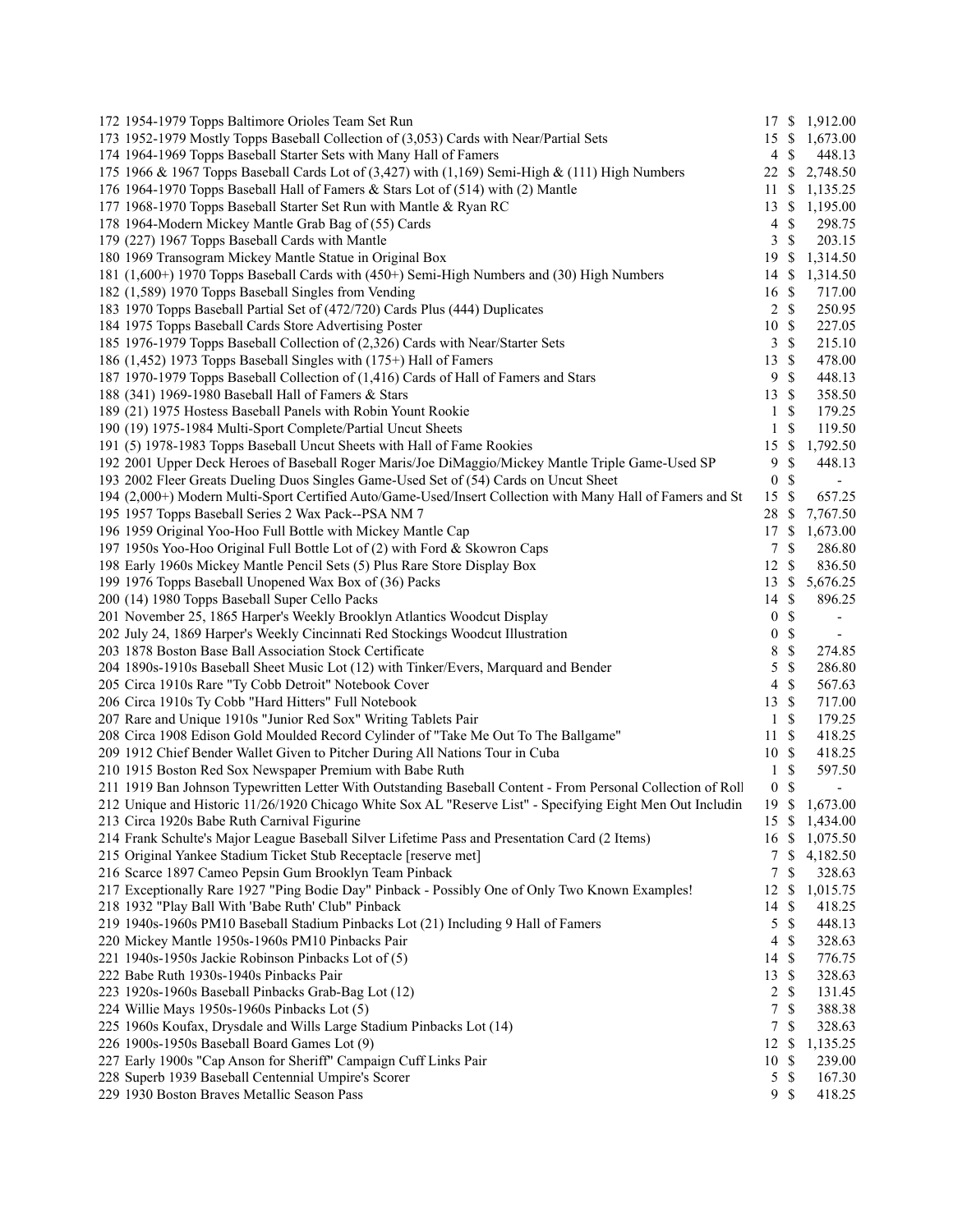| | | | |
|---|---|---|---|
| 172 1954-1979 Topps Baltimore Orioles Team Set Run | 17 | $ | 1,912.00 |
| 173 1952-1979 Mostly Topps Baseball Collection of (3,053) Cards with Near/Partial Sets | 15 | $ | 1,673.00 |
| 174 1964-1969 Topps Baseball Starter Sets with Many Hall of Famers | 4 | $ | 448.13 |
| 175 1966 & 1967 Topps Baseball Cards Lot of (3,427) with (1,169) Semi-High & (111) High Numbers | 22 | $ | 2,748.50 |
| 176 1964-1970 Topps Baseball Hall of Famers & Stars Lot of (514) with (2) Mantle | 11 | $ | 1,135.25 |
| 177 1968-1970 Topps Baseball Starter Set Run with Mantle & Ryan RC | 13 | $ | 1,195.00 |
| 178 1964-Modern Mickey Mantle Grab Bag of (55) Cards | 4 | $ | 298.75 |
| 179 (227) 1967 Topps Baseball Cards with Mantle | 3 | $ | 203.15 |
| 180 1969 Transogram Mickey Mantle Statue in Original Box | 19 | $ | 1,314.50 |
| 181 (1,600+) 1970 Topps Baseball Cards with (450+) Semi-High Numbers and (30) High Numbers | 14 | $ | 1,314.50 |
| 182 (1,589) 1970 Topps Baseball Singles from Vending | 16 | $ | 717.00 |
| 183 1970 Topps Baseball Partial Set of (472/720) Cards Plus (444) Duplicates | 2 | $ | 250.95 |
| 184 1975 Topps Baseball Cards Store Advertising Poster | 10 | $ | 227.05 |
| 185 1976-1979 Topps Baseball Collection of (2,326) Cards with Near/Starter Sets | 3 | $ | 215.10 |
| 186 (1,452) 1973 Topps Baseball Singles with (175+) Hall of Famers | 13 | $ | 478.00 |
| 187 1970-1979 Topps Baseball Collection of (1,416) Cards of Hall of Famers and Stars | 9 | $ | 448.13 |
| 188 (341) 1969-1980 Baseball Hall of Famers & Stars | 13 | $ | 358.50 |
| 189 (21) 1975 Hostess Baseball Panels with Robin Yount Rookie | 1 | $ | 179.25 |
| 190 (19) 1975-1984 Multi-Sport Complete/Partial Uncut Sheets | 1 | $ | 119.50 |
| 191 (5) 1978-1983 Topps Baseball Uncut Sheets with Hall of Fame Rookies | 15 | $ | 1,792.50 |
| 192 2001 Upper Deck Heroes of Baseball Roger Maris/Joe DiMaggio/Mickey Mantle Triple Game-Used SP | 9 | $ | 448.13 |
| 193 2002 Fleer Greats Dueling Duos Singles Game-Used Set of (54) Cards on Uncut Sheet | 0 | $ | - |
| 194 (2,000+) Modern Multi-Sport Certified Auto/Game-Used/Insert Collection with Many Hall of Famers and St | 15 | $ | 657.25 |
| 195 1957 Topps Baseball Series 2 Wax Pack--PSA NM 7 | 28 | $ | 7,767.50 |
| 196 1959 Original Yoo-Hoo Full Bottle with Mickey Mantle Cap | 17 | $ | 1,673.00 |
| 197 1950s Yoo-Hoo Original Full Bottle Lot of (2) with Ford & Skowron Caps | 7 | $ | 286.80 |
| 198 Early 1960s Mickey Mantle Pencil Sets (5) Plus Rare Store Display Box | 12 | $ | 836.50 |
| 199 1976 Topps Baseball Unopened Wax Box of (36) Packs | 13 | $ | 5,676.25 |
| 200 (14) 1980 Topps Baseball Super Cello Packs | 14 | $ | 896.25 |
| 201 November 25, 1865 Harper's Weekly Brooklyn Atlantics Woodcut Display | 0 | $ | - |
| 202 July 24, 1869 Harper's Weekly Cincinnati Red Stockings Woodcut Illustration | 0 | $ | - |
| 203 1878 Boston Base Ball Association Stock Certificate | 8 | $ | 274.85 |
| 204 1890s-1910s Baseball Sheet Music Lot (12) with Tinker/Evers, Marquard and Bender | 5 | $ | 286.80 |
| 205 Circa 1910s Rare "Ty Cobb Detroit" Notebook Cover | 4 | $ | 567.63 |
| 206 Circa 1910s Ty Cobb "Hard Hitters" Full Notebook | 13 | $ | 717.00 |
| 207 Rare and Unique 1910s "Junior Red Sox" Writing Tablets Pair | 1 | $ | 179.25 |
| 208 Circa 1908 Edison Gold Moulded Record Cylinder of "Take Me Out To The Ballgame" | 11 | $ | 418.25 |
| 209 1912 Chief Bender Wallet Given to Pitcher During All Nations Tour in Cuba | 10 | $ | 418.25 |
| 210 1915 Boston Red Sox Newspaper Premium with Babe Ruth | 1 | $ | 597.50 |
| 211 1919 Ban Johnson Typewritten Letter With Outstanding Baseball Content - From Personal Collection of Roll | 0 | $ | - |
| 212 Unique and Historic 11/26/1920 Chicago White Sox AL "Reserve List" - Specifying Eight Men Out Includin | 19 | $ | 1,673.00 |
| 213 Circa 1920s Babe Ruth Carnival Figurine | 15 | $ | 1,434.00 |
| 214 Frank Schulte's Major League Baseball Silver Lifetime Pass and Presentation Card (2 Items) | 16 | $ | 1,075.50 |
| 215 Original Yankee Stadium Ticket Stub Receptacle [reserve met] | 7 | $ | 4,182.50 |
| 216 Scarce 1897 Cameo Pepsin Gum Brooklyn Team Pinback | 7 | $ | 328.63 |
| 217 Exceptionally Rare 1927 "Ping Bodie Day" Pinback - Possibly One of Only Two Known Examples! | 12 | $ | 1,015.75 |
| 218 1932 "Play Ball With 'Babe Ruth' Club" Pinback | 14 | $ | 418.25 |
| 219 1940s-1960s PM10 Baseball Stadium Pinbacks Lot (21) Including 9 Hall of Famers | 5 | $ | 448.13 |
| 220 Mickey Mantle 1950s-1960s PM10 Pinbacks Pair | 4 | $ | 328.63 |
| 221 1940s-1950s Jackie Robinson Pinbacks Lot of (5) | 14 | $ | 776.75 |
| 222 Babe Ruth 1930s-1940s Pinbacks Pair | 13 | $ | 328.63 |
| 223 1920s-1960s Baseball Pinbacks Grab-Bag Lot (12) | 2 | $ | 131.45 |
| 224 Willie Mays 1950s-1960s Pinbacks Lot (5) | 7 | $ | 388.38 |
| 225 1960s Koufax, Drysdale and Wills Large Stadium Pinbacks Lot (14) | 7 | $ | 328.63 |
| 226 1900s-1950s Baseball Board Games Lot (9) | 12 | $ | 1,135.25 |
| 227 Early 1900s "Cap Anson for Sheriff" Campaign Cuff Links Pair | 10 | $ | 239.00 |
| 228 Superb 1939 Baseball Centennial Umpire's Scorer | 5 | $ | 167.30 |
| 229 1930 Boston Braves Metallic Season Pass | 9 | $ | 418.25 |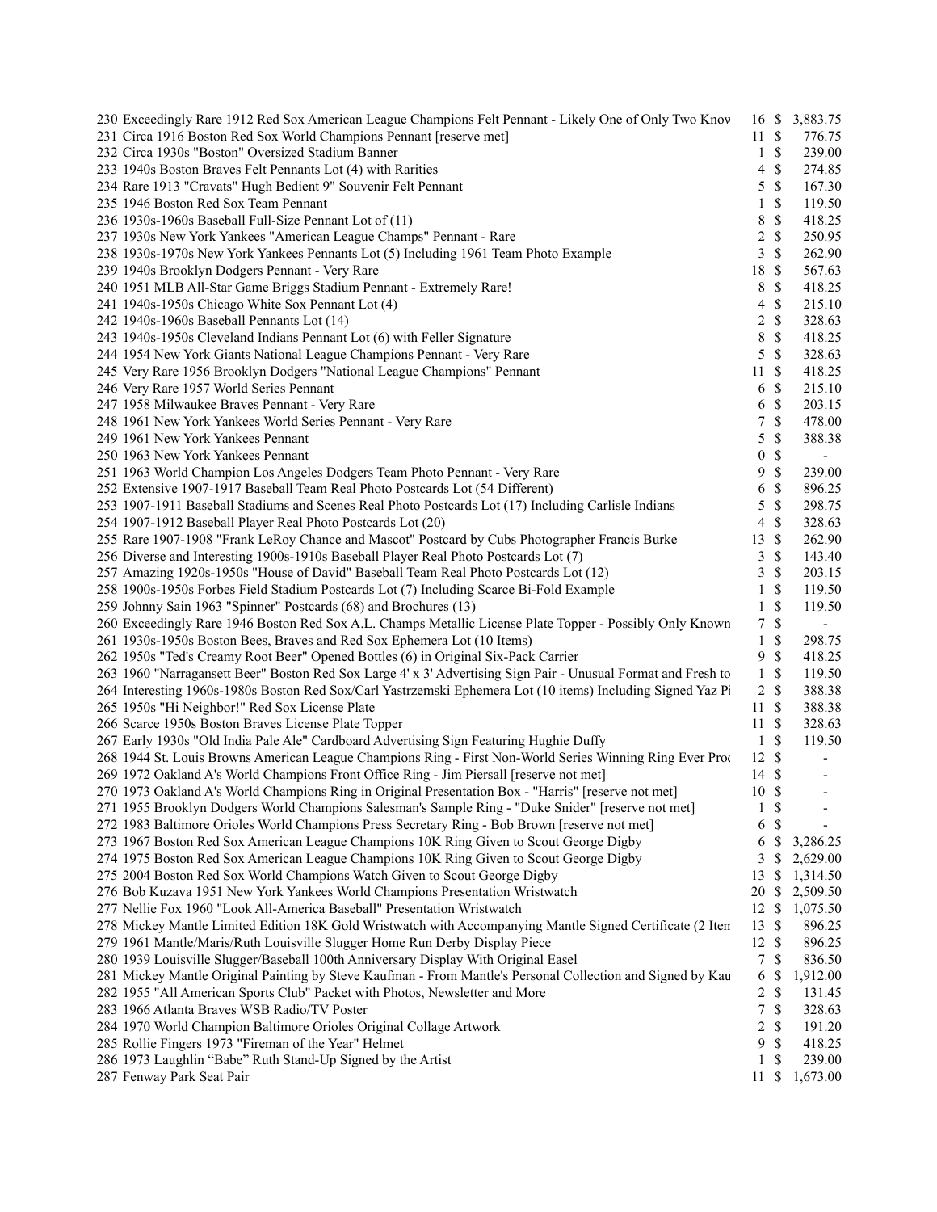| | | | |
|---|---|---|---|
| 230 Exceedingly Rare 1912 Red Sox American League Champions Felt Pennant - Likely One of Only Two Know | 16 | $ | 3,883.75 |
| 231 Circa 1916 Boston Red Sox World Champions Pennant [reserve met] | 11 | $ | 776.75 |
| 232 Circa 1930s "Boston" Oversized Stadium Banner | 1 | $ | 239.00 |
| 233 1940s Boston Braves Felt Pennants Lot (4) with Rarities | 4 | $ | 274.85 |
| 234 Rare 1913 "Cravats" Hugh Bedient 9" Souvenir Felt Pennant | 5 | $ | 167.30 |
| 235 1946 Boston Red Sox Team Pennant | 1 | $ | 119.50 |
| 236 1930s-1960s Baseball Full-Size Pennant Lot of (11) | 8 | $ | 418.25 |
| 237 1930s New York Yankees "American League Champs" Pennant - Rare | 2 | $ | 250.95 |
| 238 1930s-1970s New York Yankees Pennants Lot (5) Including 1961 Team Photo Example | 3 | $ | 262.90 |
| 239 1940s Brooklyn Dodgers Pennant - Very Rare | 18 | $ | 567.63 |
| 240 1951 MLB All-Star Game Briggs Stadium Pennant - Extremely Rare! | 8 | $ | 418.25 |
| 241 1940s-1950s Chicago White Sox Pennant Lot (4) | 4 | $ | 215.10 |
| 242 1940s-1960s Baseball Pennants Lot (14) | 2 | $ | 328.63 |
| 243 1940s-1950s Cleveland Indians Pennant Lot (6) with Feller Signature | 8 | $ | 418.25 |
| 244 1954 New York Giants National League Champions Pennant - Very Rare | 5 | $ | 328.63 |
| 245 Very Rare 1956 Brooklyn Dodgers "National League Champions" Pennant | 11 | $ | 418.25 |
| 246 Very Rare 1957 World Series Pennant | 6 | $ | 215.10 |
| 247 1958 Milwaukee Braves Pennant - Very Rare | 6 | $ | 203.15 |
| 248 1961 New York Yankees World Series Pennant - Very Rare | 7 | $ | 478.00 |
| 249 1961 New York Yankees Pennant | 5 | $ | 388.38 |
| 250 1963 New York Yankees Pennant | 0 | $ | - |
| 251 1963 World Champion Los Angeles Dodgers Team Photo Pennant - Very Rare | 9 | $ | 239.00 |
| 252 Extensive 1907-1917 Baseball Team Real Photo Postcards Lot (54 Different) | 6 | $ | 896.25 |
| 253 1907-1911 Baseball Stadiums and Scenes Real Photo Postcards Lot (17) Including Carlisle Indians | 5 | $ | 298.75 |
| 254 1907-1912 Baseball Player Real Photo Postcards Lot (20) | 4 | $ | 328.63 |
| 255 Rare 1907-1908 "Frank LeRoy Chance and Mascot" Postcard by Cubs Photographer Francis Burke | 13 | $ | 262.90 |
| 256 Diverse and Interesting 1900s-1910s Baseball Player Real Photo Postcards Lot (7) | 3 | $ | 143.40 |
| 257 Amazing 1920s-1950s "House of David" Baseball Team Real Photo Postcards Lot (12) | 3 | $ | 203.15 |
| 258 1900s-1950s Forbes Field Stadium Postcards Lot (7) Including Scarce Bi-Fold Example | 1 | $ | 119.50 |
| 259 Johnny Sain 1963 "Spinner" Postcards (68) and Brochures (13) | 1 | $ | 119.50 |
| 260 Exceedingly Rare 1946 Boston Red Sox A.L. Champs Metallic License Plate Topper - Possibly Only Known | 7 | $ | - |
| 261 1930s-1950s Boston Bees, Braves and Red Sox Ephemera Lot (10 Items) | 1 | $ | 298.75 |
| 262 1950s "Ted's Creamy Root Beer" Opened Bottles (6) in Original Six-Pack Carrier | 9 | $ | 418.25 |
| 263 1960 "Narragansett Beer" Boston Red Sox Large 4' x 3' Advertising Sign Pair - Unusual Format and Fresh to | 1 | $ | 119.50 |
| 264 Interesting 1960s-1980s Boston Red Sox/Carl Yastrzemski Ephemera Lot (10 items) Including Signed Yaz Pi | 2 | $ | 388.38 |
| 265 1950s "Hi Neighbor!" Red Sox License Plate | 11 | $ | 388.38 |
| 266 Scarce 1950s Boston Braves License Plate Topper | 11 | $ | 328.63 |
| 267 Early 1930s "Old India Pale Ale" Cardboard Advertising Sign Featuring Hughie Duffy | 1 | $ | 119.50 |
| 268 1944 St. Louis Browns American League Champions Ring - First Non-World Series Winning Ring Ever Proc | 12 | $ | - |
| 269 1972 Oakland A's World Champions Front Office Ring - Jim Piersall [reserve not met] | 14 | $ | - |
| 270 1973 Oakland A's World Champions Ring in Original Presentation Box - "Harris" [reserve not met] | 10 | $ | - |
| 271 1955 Brooklyn Dodgers World Champions Salesman's Sample Ring - "Duke Snider" [reserve not met] | 1 | $ | - |
| 272 1983 Baltimore Orioles World Champions Press Secretary Ring - Bob Brown [reserve not met] | 6 | $ | - |
| 273 1967 Boston Red Sox American League Champions 10K Ring Given to Scout George Digby | 6 | $ | 3,286.25 |
| 274 1975 Boston Red Sox American League Champions 10K Ring Given to Scout George Digby | 3 | $ | 2,629.00 |
| 275 2004 Boston Red Sox World Champions Watch Given to Scout George Digby | 13 | $ | 1,314.50 |
| 276 Bob Kuzava 1951 New York Yankees World Champions Presentation Wristwatch | 20 | $ | 2,509.50 |
| 277 Nellie Fox 1960 "Look All-America Baseball" Presentation Wristwatch | 12 | $ | 1,075.50 |
| 278 Mickey Mantle Limited Edition 18K Gold Wristwatch with Accompanying Mantle Signed Certificate (2 Iten | 13 | $ | 896.25 |
| 279 1961 Mantle/Maris/Ruth Louisville Slugger Home Run Derby Display Piece | 12 | $ | 896.25 |
| 280 1939 Louisville Slugger/Baseball 100th Anniversary Display With Original Easel | 7 | $ | 836.50 |
| 281 Mickey Mantle Original Painting by Steve Kaufman - From Mantle's Personal Collection and Signed by Kau | 6 | $ | 1,912.00 |
| 282 1955 "All American Sports Club" Packet with Photos, Newsletter and More | 2 | $ | 131.45 |
| 283 1966 Atlanta Braves WSB Radio/TV Poster | 7 | $ | 328.63 |
| 284 1970 World Champion Baltimore Orioles Original Collage Artwork | 2 | $ | 191.20 |
| 285 Rollie Fingers 1973 "Fireman of the Year" Helmet | 9 | $ | 418.25 |
| 286 1973 Laughlin "Babe" Ruth Stand-Up Signed by the Artist | 1 | $ | 239.00 |
| 287 Fenway Park Seat Pair | 11 | $ | 1,673.00 |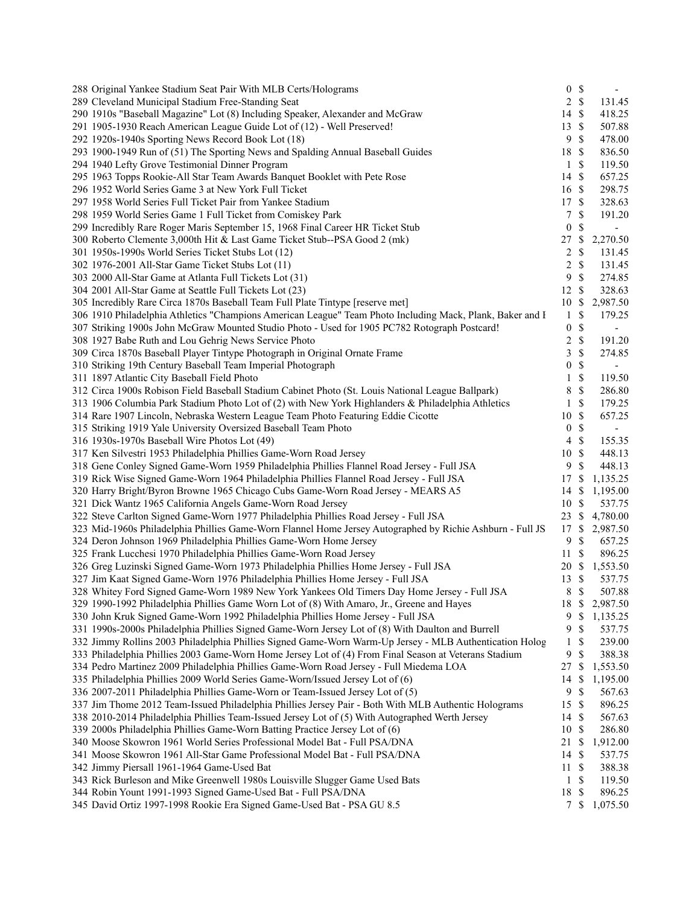| Lot | Description | Bids | Price |
|---|---|---|---|
| 288 | Original Yankee Stadium Seat Pair With MLB Certs/Holograms | 0 | $ - |
| 289 | Cleveland Municipal Stadium Free-Standing Seat | 2 | $ 131.45 |
| 290 | 1910s "Baseball Magazine" Lot (8) Including Speaker, Alexander and McGraw | 14 | $ 418.25 |
| 291 | 1905-1930 Reach American League Guide Lot of (12) - Well Preserved! | 13 | $ 507.88 |
| 292 | 1920s-1940s Sporting News Record Book Lot (18) | 9 | $ 478.00 |
| 293 | 1900-1949 Run of (51) The Sporting News and Spalding Annual Baseball Guides | 18 | $ 836.50 |
| 294 | 1940 Lefty Grove Testimonial Dinner Program | 1 | $ 119.50 |
| 295 | 1963 Topps Rookie-All Star Team Awards Banquet Booklet with Pete Rose | 14 | $ 657.25 |
| 296 | 1952 World Series Game 3 at New York Full Ticket | 16 | $ 298.75 |
| 297 | 1958 World Series Full Ticket Pair from Yankee Stadium | 17 | $ 328.63 |
| 298 | 1959 World Series Game 1 Full Ticket from Comiskey Park | 7 | $ 191.20 |
| 299 | Incredibly Rare Roger Maris September 15, 1968 Final Career HR Ticket Stub | 0 | $ - |
| 300 | Roberto Clemente 3,000th Hit & Last Game Ticket Stub--PSA Good 2 (mk) | 27 | $ 2,270.50 |
| 301 | 1950s-1990s World Series Ticket Stubs Lot (12) | 2 | $ 131.45 |
| 302 | 1976-2001 All-Star Game Ticket Stubs Lot (11) | 2 | $ 131.45 |
| 303 | 2000 All-Star Game at Atlanta Full Tickets Lot (31) | 9 | $ 274.85 |
| 304 | 2001 All-Star Game at Seattle Full Tickets Lot (23) | 12 | $ 328.63 |
| 305 | Incredibly Rare Circa 1870s Baseball Team Full Plate Tintype [reserve met] | 10 | $ 2,987.50 |
| 306 | 1910 Philadelphia Athletics "Champions American League" Team Photo Including Mack, Plank, Baker and I | 1 | $ 179.25 |
| 307 | Striking 1900s John McGraw Mounted Studio Photo - Used for 1905 PC782 Rotograph Postcard! | 0 | $ - |
| 308 | 1927 Babe Ruth and Lou Gehrig News Service Photo | 2 | $ 191.20 |
| 309 | Circa 1870s Baseball Player Tintype Photograph in Original Ornate Frame | 3 | $ 274.85 |
| 310 | Striking 19th Century Baseball Team Imperial Photograph | 0 | $ - |
| 311 | 1897 Atlantic City Baseball Field Photo | 1 | $ 119.50 |
| 312 | Circa 1900s Robison Field Baseball Stadium Cabinet Photo (St. Louis National League Ballpark) | 8 | $ 286.80 |
| 313 | 1906 Columbia Park Stadium Photo Lot of (2) with New York Highlanders & Philadelphia Athletics | 1 | $ 179.25 |
| 314 | Rare 1907 Lincoln, Nebraska Western League Team Photo Featuring Eddie Cicotte | 10 | $ 657.25 |
| 315 | Striking 1919 Yale University Oversized Baseball Team Photo | 0 | $ - |
| 316 | 1930s-1970s Baseball Wire Photos Lot (49) | 4 | $ 155.35 |
| 317 | Ken Silvestri 1953 Philadelphia Phillies Game-Worn Road Jersey | 10 | $ 448.13 |
| 318 | Gene Conley Signed Game-Worn 1959 Philadelphia Phillies Flannel Road Jersey - Full JSA | 9 | $ 448.13 |
| 319 | Rick Wise Signed Game-Worn 1964 Philadelphia Phillies Flannel Road Jersey - Full JSA | 17 | $ 1,135.25 |
| 320 | Harry Bright/Byron Browne 1965 Chicago Cubs Game-Worn Road Jersey - MEARS A5 | 14 | $ 1,195.00 |
| 321 | Dick Wantz 1965 California Angels Game-Worn Road Jersey | 10 | $ 537.75 |
| 322 | Steve Carlton Signed Game-Worn 1977 Philadelphia Phillies Road Jersey - Full JSA | 23 | $ 4,780.00 |
| 323 | Mid-1960s Philadelphia Phillies Game-Worn Flannel Home Jersey Autographed by Richie Ashburn - Full JS | 17 | $ 2,987.50 |
| 324 | Deron Johnson 1969 Philadelphia Phillies Game-Worn Home Jersey | 9 | $ 657.25 |
| 325 | Frank Lucchesi 1970 Philadelphia Phillies Game-Worn Road Jersey | 11 | $ 896.25 |
| 326 | Greg Luzinski Signed Game-Worn 1973 Philadelphia Phillies Home Jersey - Full JSA | 20 | $ 1,553.50 |
| 327 | Jim Kaat Signed Game-Worn 1976 Philadelphia Phillies Home Jersey - Full JSA | 13 | $ 537.75 |
| 328 | Whitey Ford Signed Game-Worn 1989 New York Yankees Old Timers Day Home Jersey - Full JSA | 8 | $ 507.88 |
| 329 | 1990-1992 Philadelphia Phillies Game Worn Lot of (8) With Amaro, Jr., Greene and Hayes | 18 | $ 2,987.50 |
| 330 | John Kruk Signed Game-Worn 1992 Philadelphia Phillies Home Jersey - Full JSA | 9 | $ 1,135.25 |
| 331 | 1990s-2000s Philadelphia Phillies Signed Game-Worn Jersey Lot of (8) With Daulton and Burrell | 9 | $ 537.75 |
| 332 | Jimmy Rollins 2003 Philadelphia Phillies Signed Game-Worn Warm-Up Jersey - MLB Authentication Holog | 1 | $ 239.00 |
| 333 | Philadelphia Phillies 2003 Game-Worn Home Jersey Lot of (4) From Final Season at Veterans Stadium | 9 | $ 388.38 |
| 334 | Pedro Martinez 2009 Philadelphia Phillies Game-Worn Road Jersey - Full Miedema LOA | 27 | $ 1,553.50 |
| 335 | Philadelphia Phillies 2009 World Series Game-Worn/Issued Jersey Lot of (6) | 14 | $ 1,195.00 |
| 336 | 2007-2011 Philadelphia Phillies Game-Worn or Team-Issued Jersey Lot of (5) | 9 | $ 567.63 |
| 337 | Jim Thome 2012 Team-Issued Philadelphia Phillies Jersey Pair - Both With MLB Authentic Holograms | 15 | $ 896.25 |
| 338 | 2010-2014 Philadelphia Phillies Team-Issued Jersey Lot of (5) With Autographed Werth Jersey | 14 | $ 567.63 |
| 339 | 2000s Philadelphia Phillies Game-Worn Batting Practice Jersey Lot of (6) | 10 | $ 286.80 |
| 340 | Moose Skowron 1961 World Series Professional Model Bat - Full PSA/DNA | 21 | $ 1,912.00 |
| 341 | Moose Skowron 1961 All-Star Game Professional Model Bat - Full PSA/DNA | 14 | $ 537.75 |
| 342 | Jimmy Piersall 1961-1964 Game-Used Bat | 11 | $ 388.38 |
| 343 | Rick Burleson and Mike Greenwell 1980s Louisville Slugger Game Used Bats | 1 | $ 119.50 |
| 344 | Robin Yount 1991-1993 Signed Game-Used Bat - Full PSA/DNA | 18 | $ 896.25 |
| 345 | David Ortiz 1997-1998 Rookie Era Signed Game-Used Bat - PSA GU 8.5 | 7 | $ 1,075.50 |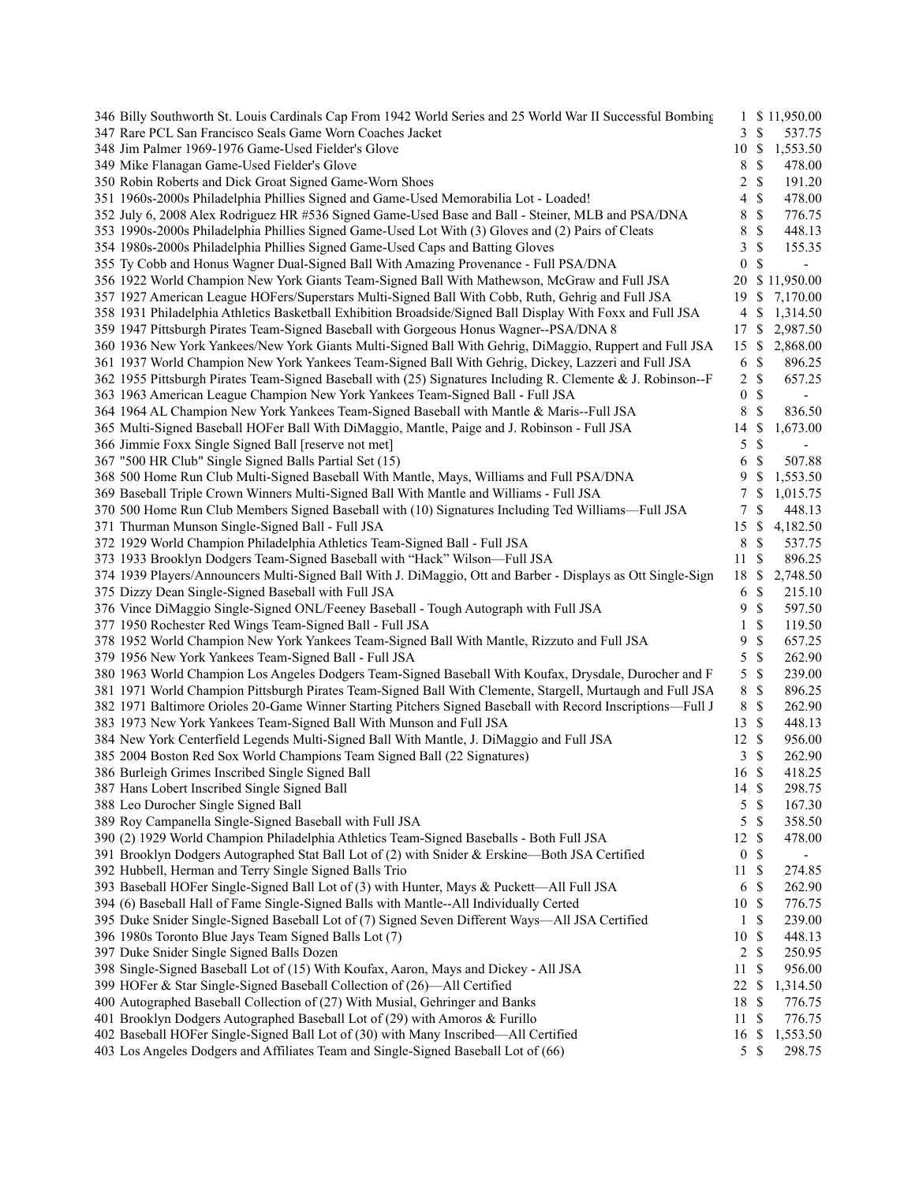| | | | |
|---|---|---|---|
| 346 | Billy Southworth St. Louis Cardinals Cap From 1942 World Series and 25 World War II Successful Bombing | 1 | $ 11,950.00 |
| 347 | Rare PCL San Francisco Seals Game Worn Coaches Jacket | 3 | $ 537.75 |
| 348 | Jim Palmer 1969-1976 Game-Used Fielder's Glove | 10 | $ 1,553.50 |
| 349 | Mike Flanagan Game-Used Fielder's Glove | 8 | $ 478.00 |
| 350 | Robin Roberts and Dick Groat Signed Game-Worn Shoes | 2 | $ 191.20 |
| 351 | 1960s-2000s Philadelphia Phillies Signed and Game-Used Memorabilia Lot - Loaded! | 4 | $ 478.00 |
| 352 | July 6, 2008 Alex Rodriguez HR #536 Signed Game-Used Base and Ball - Steiner, MLB and PSA/DNA | 8 | $ 776.75 |
| 353 | 1990s-2000s Philadelphia Phillies Signed Game-Used Lot With (3) Gloves and (2) Pairs of Cleats | 8 | $ 448.13 |
| 354 | 1980s-2000s Philadelphia Phillies Signed Game-Used Caps and Batting Gloves | 3 | $ 155.35 |
| 355 | Ty Cobb and Honus Wagner Dual-Signed Ball With Amazing Provenance - Full PSA/DNA | 0 | $ - |
| 356 | 1922 World Champion New York Giants Team-Signed Ball With Mathewson, McGraw and Full JSA | 20 | $ 11,950.00 |
| 357 | 1927 American League HOFers/Superstars Multi-Signed Ball With Cobb, Ruth, Gehrig and Full JSA | 19 | $ 7,170.00 |
| 358 | 1931 Philadelphia Athletics Basketball Exhibition Broadside/Signed Ball Display With Foxx and Full JSA | 4 | $ 1,314.50 |
| 359 | 1947 Pittsburgh Pirates Team-Signed Baseball with Gorgeous Honus Wagner--PSA/DNA 8 | 17 | $ 2,987.50 |
| 360 | 1936 New York Yankees/New York Giants Multi-Signed Ball With Gehrig, DiMaggio, Ruppert and Full JSA | 15 | $ 2,868.00 |
| 361 | 1937 World Champion New York Yankees Team-Signed Ball With Gehrig, Dickey, Lazzeri and Full JSA | 6 | $ 896.25 |
| 362 | 1955 Pittsburgh Pirates Team-Signed Baseball with (25) Signatures Including R. Clemente & J. Robinson--F | 2 | $ 657.25 |
| 363 | 1963 American League Champion New York Yankees Team-Signed Ball - Full JSA | 0 | $ - |
| 364 | 1964 AL Champion New York Yankees Team-Signed Baseball with Mantle & Maris--Full JSA | 8 | $ 836.50 |
| 365 | Multi-Signed Baseball HOFer Ball With DiMaggio, Mantle, Paige and J. Robinson - Full JSA | 14 | $ 1,673.00 |
| 366 | Jimmie Foxx Single Signed Ball [reserve not met] | 5 | $ - |
| 367 | "500 HR Club" Single Signed Balls Partial Set (15) | 6 | $ 507.88 |
| 368 | 500 Home Run Club Multi-Signed Baseball With Mantle, Mays, Williams and Full PSA/DNA | 9 | $ 1,553.50 |
| 369 | Baseball Triple Crown Winners Multi-Signed Ball With Mantle and Williams - Full JSA | 7 | $ 1,015.75 |
| 370 | 500 Home Run Club Members Signed Baseball with (10) Signatures Including Ted Williams—Full JSA | 7 | $ 448.13 |
| 371 | Thurman Munson Single-Signed Ball - Full JSA | 15 | $ 4,182.50 |
| 372 | 1929 World Champion Philadelphia Athletics Team-Signed Ball - Full JSA | 8 | $ 537.75 |
| 373 | 1933 Brooklyn Dodgers Team-Signed Baseball with "Hack" Wilson—Full JSA | 11 | $ 896.25 |
| 374 | 1939 Players/Announcers Multi-Signed Ball With J. DiMaggio, Ott and Barber - Displays as Ott Single-Sign | 18 | $ 2,748.50 |
| 375 | Dizzy Dean Single-Signed Baseball with Full JSA | 6 | $ 215.10 |
| 376 | Vince DiMaggio Single-Signed ONL/Feeney Baseball - Tough Autograph with Full JSA | 9 | $ 597.50 |
| 377 | 1950 Rochester Red Wings Team-Signed Ball - Full JSA | 1 | $ 119.50 |
| 378 | 1952 World Champion New York Yankees Team-Signed Ball With Mantle, Rizzuto and Full JSA | 9 | $ 657.25 |
| 379 | 1956 New York Yankees Team-Signed Ball - Full JSA | 5 | $ 262.90 |
| 380 | 1963 World Champion Los Angeles Dodgers Team-Signed Baseball With Koufax, Drysdale, Durocher and F | 5 | $ 239.00 |
| 381 | 1971 World Champion Pittsburgh Pirates Team-Signed Ball With Clemente, Stargell, Murtaugh and Full JSA | 8 | $ 896.25 |
| 382 | 1971 Baltimore Orioles 20-Game Winner Starting Pitchers Signed Baseball with Record Inscriptions—Full J | 8 | $ 262.90 |
| 383 | 1973 New York Yankees Team-Signed Ball With Munson and Full JSA | 13 | $ 448.13 |
| 384 | New York Centerfield Legends Multi-Signed Ball With Mantle, J. DiMaggio and Full JSA | 12 | $ 956.00 |
| 385 | 2004 Boston Red Sox World Champions Team Signed Ball (22 Signatures) | 3 | $ 262.90 |
| 386 | Burleigh Grimes Inscribed Single Signed Ball | 16 | $ 418.25 |
| 387 | Hans Lobert Inscribed Single Signed Ball | 14 | $ 298.75 |
| 388 | Leo Durocher Single Signed Ball | 5 | $ 167.30 |
| 389 | Roy Campanella Single-Signed Baseball with Full JSA | 5 | $ 358.50 |
| 390 | (2) 1929 World Champion Philadelphia Athletics Team-Signed Baseballs - Both Full JSA | 12 | $ 478.00 |
| 391 | Brooklyn Dodgers Autographed Stat Ball Lot of (2) with Snider & Erskine—Both JSA Certified | 0 | $ - |
| 392 | Hubbell, Herman and Terry Single Signed Balls Trio | 11 | $ 274.85 |
| 393 | Baseball HOFer Single-Signed Ball Lot of (3) with Hunter, Mays & Puckett—All Full JSA | 6 | $ 262.90 |
| 394 | (6) Baseball Hall of Fame Single-Signed Balls with Mantle--All Individually Certed | 10 | $ 776.75 |
| 395 | Duke Snider Single-Signed Baseball Lot of (7) Signed Seven Different Ways—All JSA Certified | 1 | $ 239.00 |
| 396 | 1980s Toronto Blue Jays Team Signed Balls Lot (7) | 10 | $ 448.13 |
| 397 | Duke Snider Single Signed Balls Dozen | 2 | $ 250.95 |
| 398 | Single-Signed Baseball Lot of (15) With Koufax, Aaron, Mays and Dickey - All JSA | 11 | $ 956.00 |
| 399 | HOFer & Star Single-Signed Baseball Collection of (26)—All Certified | 22 | $ 1,314.50 |
| 400 | Autographed Baseball Collection of (27) With Musial, Gehringer and Banks | 18 | $ 776.75 |
| 401 | Brooklyn Dodgers Autographed Baseball Lot of (29) with Amoros & Furillo | 11 | $ 776.75 |
| 402 | Baseball HOFer Single-Signed Ball Lot of (30) with Many Inscribed—All Certified | 16 | $ 1,553.50 |
| 403 | Los Angeles Dodgers and Affiliates Team and Single-Signed Baseball Lot of (66) | 5 | $ 298.75 |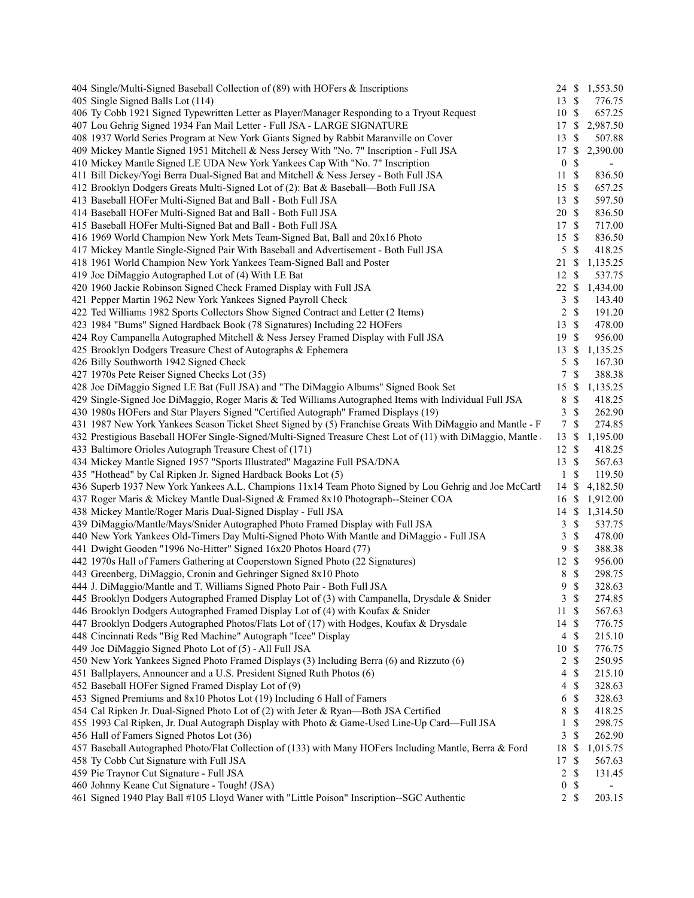| Lot | Description | Bids | | Price |
|---|---|---|---|---|
| 404 | Single/Multi-Signed Baseball Collection of (89) with HOFers & Inscriptions | 24 | $ | 1,553.50 |
| 405 | Single Signed Balls Lot (114) | 13 | $ | 776.75 |
| 406 | Ty Cobb 1921 Signed Typewritten Letter as Player/Manager Responding to a Tryout Request | 10 | $ | 657.25 |
| 407 | Lou Gehrig Signed 1934 Fan Mail Letter - Full JSA - LARGE SIGNATURE | 17 | $ | 2,987.50 |
| 408 | 1937 World Series Program at New York Giants Signed by Rabbit Maranville on Cover | 13 | $ | 507.88 |
| 409 | Mickey Mantle Signed 1951 Mitchell & Ness Jersey With "No. 7" Inscription - Full JSA | 17 | $ | 2,390.00 |
| 410 | Mickey Mantle Signed LE UDA New York Yankees Cap With "No. 7" Inscription | 0 | $ | - |
| 411 | Bill Dickey/Yogi Berra Dual-Signed Bat and Mitchell & Ness Jersey - Both Full JSA | 11 | $ | 836.50 |
| 412 | Brooklyn Dodgers Greats Multi-Signed Lot of (2): Bat & Baseball—Both Full JSA | 15 | $ | 657.25 |
| 413 | Baseball HOFer Multi-Signed Bat and Ball - Both Full JSA | 13 | $ | 597.50 |
| 414 | Baseball HOFer Multi-Signed Bat and Ball - Both Full JSA | 20 | $ | 836.50 |
| 415 | Baseball HOFer Multi-Signed Bat and Ball - Both Full JSA | 17 | $ | 717.00 |
| 416 | 1969 World Champion New York Mets Team-Signed Bat, Ball and 20x16 Photo | 15 | $ | 836.50 |
| 417 | Mickey Mantle Single-Signed Pair With Baseball and Advertisement - Both Full JSA | 5 | $ | 418.25 |
| 418 | 1961 World Champion New York Yankees Team-Signed Ball and Poster | 21 | $ | 1,135.25 |
| 419 | Joe DiMaggio Autographed Lot of (4) With LE Bat | 12 | $ | 537.75 |
| 420 | 1960 Jackie Robinson Signed Check Framed Display with Full JSA | 22 | $ | 1,434.00 |
| 421 | Pepper Martin 1962 New York Yankees Signed Payroll Check | 3 | $ | 143.40 |
| 422 | Ted Williams 1982 Sports Collectors Show Signed Contract and Letter (2 Items) | 2 | $ | 191.20 |
| 423 | 1984 "Bums" Signed Hardback Book (78 Signatures) Including 22 HOFers | 13 | $ | 478.00 |
| 424 | Roy Campanella Autographed Mitchell & Ness Jersey Framed Display with Full JSA | 19 | $ | 956.00 |
| 425 | Brooklyn Dodgers Treasure Chest of Autographs & Ephemera | 13 | $ | 1,135.25 |
| 426 | Billy Southworth 1942 Signed Check | 5 | $ | 167.30 |
| 427 | 1970s Pete Reiser Signed Checks Lot (35) | 7 | $ | 388.38 |
| 428 | Joe DiMaggio Signed LE Bat (Full JSA) and "The DiMaggio Albums" Signed Book Set | 15 | $ | 1,135.25 |
| 429 | Single-Signed Joe DiMaggio, Roger Maris & Ted Williams Autographed Items with Individual Full JSA | 8 | $ | 418.25 |
| 430 | 1980s HOFers and Star Players Signed "Certified Autograph" Framed Displays (19) | 3 | $ | 262.90 |
| 431 | 1987 New York Yankees Season Ticket Sheet Signed by (5) Franchise Greats With DiMaggio and Mantle - F | 7 | $ | 274.85 |
| 432 | Prestigious Baseball HOFer Single-Signed/Multi-Signed Treasure Chest Lot of (11) with DiMaggio, Mantle | 13 | $ | 1,195.00 |
| 433 | Baltimore Orioles Autograph Treasure Chest of (171) | 12 | $ | 418.25 |
| 434 | Mickey Mantle Signed 1957 "Sports Illustrated" Magazine Full PSA/DNA | 13 | $ | 567.63 |
| 435 | "Hothead" by Cal Ripken Jr. Signed Hardback Books Lot (5) | 1 | $ | 119.50 |
| 436 | Superb 1937 New York Yankees A.L. Champions 11x14 Team Photo Signed by Lou Gehrig and Joe McCarth | 14 | $ | 4,182.50 |
| 437 | Roger Maris & Mickey Mantle Dual-Signed & Framed 8x10 Photograph--Steiner COA | 16 | $ | 1,912.00 |
| 438 | Mickey Mantle/Roger Maris Dual-Signed Display - Full JSA | 14 | $ | 1,314.50 |
| 439 | DiMaggio/Mantle/Mays/Snider Autographed Photo Framed Display with Full JSA | 3 | $ | 537.75 |
| 440 | New York Yankees Old-Timers Day Multi-Signed Photo With Mantle and DiMaggio - Full JSA | 3 | $ | 478.00 |
| 441 | Dwight Gooden "1996 No-Hitter" Signed 16x20 Photos Hoard (77) | 9 | $ | 388.38 |
| 442 | 1970s Hall of Famers Gathering at Cooperstown Signed Photo (22 Signatures) | 12 | $ | 956.00 |
| 443 | Greenberg, DiMaggio, Cronin and Gehringer Signed 8x10 Photo | 8 | $ | 298.75 |
| 444 | J. DiMaggio/Mantle and T. Williams Signed Photo Pair - Both Full JSA | 9 | $ | 328.63 |
| 445 | Brooklyn Dodgers Autographed Framed Display Lot of (3) with Campanella, Drysdale & Snider | 3 | $ | 274.85 |
| 446 | Brooklyn Dodgers Autographed Framed Display Lot of (4) with Koufax & Snider | 11 | $ | 567.63 |
| 447 | Brooklyn Dodgers Autographed Photos/Flats Lot of (17) with Hodges, Koufax & Drysdale | 14 | $ | 776.75 |
| 448 | Cincinnati Reds "Big Red Machine" Autograph "Icee" Display | 4 | $ | 215.10 |
| 449 | Joe DiMaggio Signed Photo Lot of (5) - All Full JSA | 10 | $ | 776.75 |
| 450 | New York Yankees Signed Photo Framed Displays (3) Including Berra (6) and Rizzuto (6) | 2 | $ | 250.95 |
| 451 | Ballplayers, Announcer and a U.S. President Signed Ruth Photos (6) | 4 | $ | 215.10 |
| 452 | Baseball HOFer Signed Framed Display Lot of (9) | 4 | $ | 328.63 |
| 453 | Signed Premiums and 8x10 Photos Lot (19) Including 6 Hall of Famers | 6 | $ | 328.63 |
| 454 | Cal Ripken Jr. Dual-Signed Photo Lot of (2) with Jeter & Ryan—Both JSA Certified | 8 | $ | 418.25 |
| 455 | 1993 Cal Ripken, Jr. Dual Autograph Display with Photo & Game-Used Line-Up Card—Full JSA | 1 | $ | 298.75 |
| 456 | Hall of Famers Signed Photos Lot (36) | 3 | $ | 262.90 |
| 457 | Baseball Autographed Photo/Flat Collection of (133) with Many HOFers Including Mantle, Berra & Ford | 18 | $ | 1,015.75 |
| 458 | Ty Cobb Cut Signature with Full JSA | 17 | $ | 567.63 |
| 459 | Pie Traynor Cut Signature - Full JSA | 2 | $ | 131.45 |
| 460 | Johnny Keane Cut Signature - Tough! (JSA) | 0 | $ | - |
| 461 | Signed 1940 Play Ball #105 Lloyd Waner with "Little Poison" Inscription--SGC Authentic | 2 | $ | 203.15 |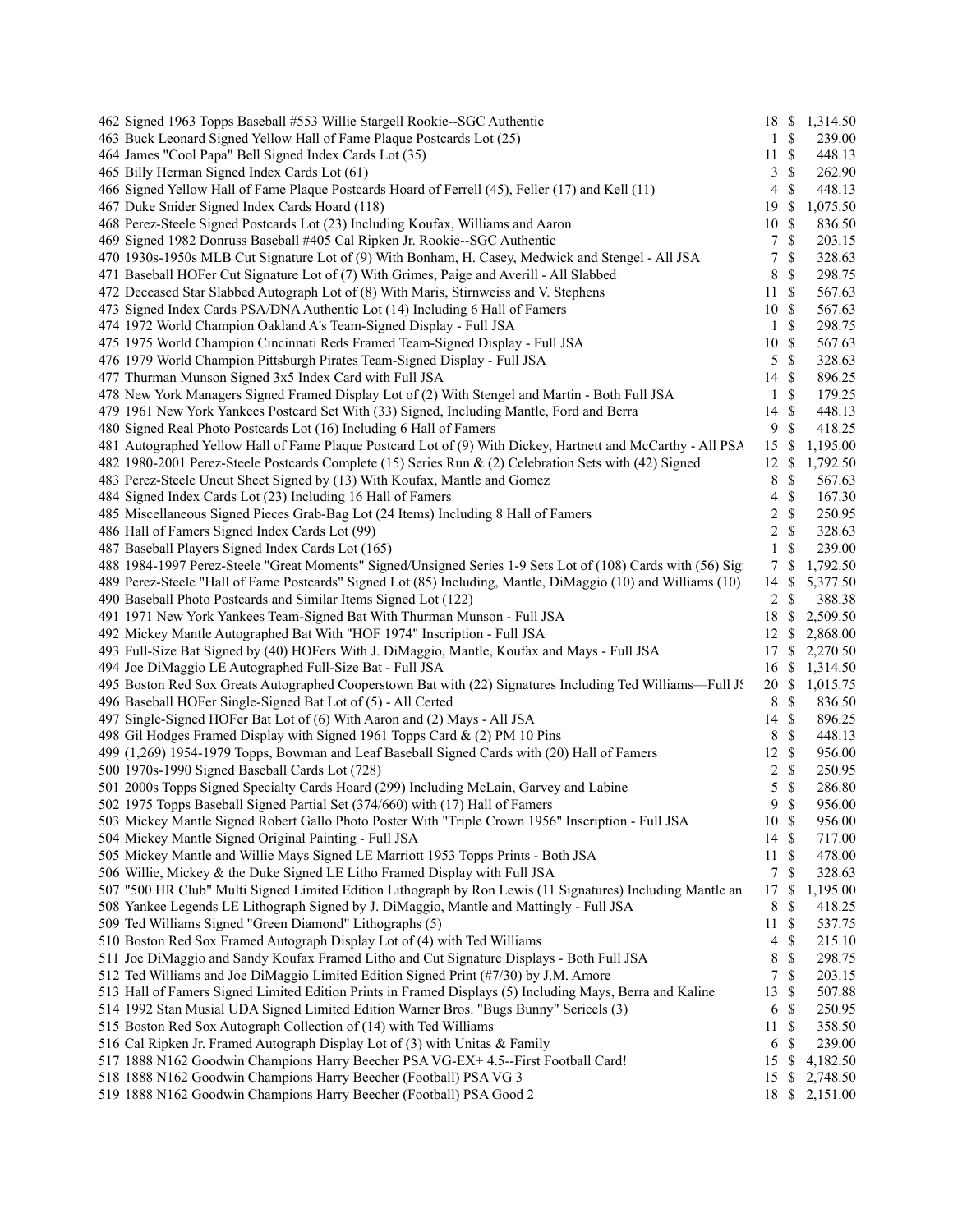| Lot | Description | Bids | | Price |
|---|---|---|---|---|
| 462 | Signed 1963 Topps Baseball #553 Willie Stargell Rookie--SGC Authentic | 18 | $ | 1,314.50 |
| 463 | Buck Leonard Signed Yellow Hall of Fame Plaque Postcards Lot (25) | 1 | $ | 239.00 |
| 464 | James "Cool Papa" Bell Signed Index Cards Lot (35) | 11 | $ | 448.13 |
| 465 | Billy Herman Signed Index Cards Lot (61) | 3 | $ | 262.90 |
| 466 | Signed Yellow Hall of Fame Plaque Postcards Hoard of Ferrell (45), Feller (17) and Kell (11) | 4 | $ | 448.13 |
| 467 | Duke Snider Signed Index Cards Hoard (118) | 19 | $ | 1,075.50 |
| 468 | Perez-Steele Signed Postcards Lot (23) Including Koufax, Williams and Aaron | 10 | $ | 836.50 |
| 469 | Signed 1982 Donruss Baseball #405 Cal Ripken Jr. Rookie--SGC Authentic | 7 | $ | 203.15 |
| 470 | 1930s-1950s MLB Cut Signature Lot of (9) With Bonham, H. Casey, Medwick and Stengel - All JSA | 7 | $ | 328.63 |
| 471 | Baseball HOFer Cut Signature Lot of (7) With Grimes, Paige and Averill - All Slabbed | 8 | $ | 298.75 |
| 472 | Deceased Star Slabbed Autograph Lot of (8) With Maris, Stirnweiss and V. Stephens | 11 | $ | 567.63 |
| 473 | Signed Index Cards PSA/DNA Authentic Lot (14) Including 6 Hall of Famers | 10 | $ | 567.63 |
| 474 | 1972 World Champion Oakland A's Team-Signed Display - Full JSA | 1 | $ | 298.75 |
| 475 | 1975 World Champion Cincinnati Reds Framed Team-Signed Display - Full JSA | 10 | $ | 567.63 |
| 476 | 1979 World Champion Pittsburgh Pirates Team-Signed Display - Full JSA | 5 | $ | 328.63 |
| 477 | Thurman Munson Signed 3x5 Index Card with Full JSA | 14 | $ | 896.25 |
| 478 | New York Managers Signed Framed Display Lot of (2) With Stengel and Martin - Both Full JSA | 1 | $ | 179.25 |
| 479 | 1961 New York Yankees Postcard Set With (33) Signed, Including Mantle, Ford and Berra | 14 | $ | 448.13 |
| 480 | Signed Real Photo Postcards Lot (16) Including 6 Hall of Famers | 9 | $ | 418.25 |
| 481 | Autographed Yellow Hall of Fame Plaque Postcard Lot of (9) With Dickey, Hartnett and McCarthy - All PSA | 15 | $ | 1,195.00 |
| 482 | 1980-2001 Perez-Steele Postcards Complete (15) Series Run & (2) Celebration Sets with (42) Signed | 12 | $ | 1,792.50 |
| 483 | Perez-Steele Uncut Sheet Signed by (13) With Koufax, Mantle and Gomez | 8 | $ | 567.63 |
| 484 | Signed Index Cards Lot (23) Including 16 Hall of Famers | 4 | $ | 167.30 |
| 485 | Miscellaneous Signed Pieces Grab-Bag Lot (24 Items) Including 8 Hall of Famers | 2 | $ | 250.95 |
| 486 | Hall of Famers Signed Index Cards Lot (99) | 2 | $ | 328.63 |
| 487 | Baseball Players Signed Index Cards Lot (165) | 1 | $ | 239.00 |
| 488 | 1984-1997 Perez-Steele "Great Moments" Signed/Unsigned Series 1-9 Sets Lot of (108) Cards with (56) Sig | 7 | $ | 1,792.50 |
| 489 | Perez-Steele "Hall of Fame Postcards" Signed Lot (85) Including, Mantle, DiMaggio (10) and Williams (10) | 14 | $ | 5,377.50 |
| 490 | Baseball Photo Postcards and Similar Items Signed Lot (122) | 2 | $ | 388.38 |
| 491 | 1971 New York Yankees Team-Signed Bat With Thurman Munson - Full JSA | 18 | $ | 2,509.50 |
| 492 | Mickey Mantle Autographed Bat With "HOF 1974" Inscription - Full JSA | 12 | $ | 2,868.00 |
| 493 | Full-Size Bat Signed by (40) HOFers With J. DiMaggio, Mantle, Koufax and Mays - Full JSA | 17 | $ | 2,270.50 |
| 494 | Joe DiMaggio LE Autographed Full-Size Bat - Full JSA | 16 | $ | 1,314.50 |
| 495 | Boston Red Sox Greats Autographed Cooperstown Bat with (22) Signatures Including Ted Williams—Full JS | 20 | $ | 1,015.75 |
| 496 | Baseball HOFer Single-Signed Bat Lot of (5) - All Certed | 8 | $ | 836.50 |
| 497 | Single-Signed HOFer Bat Lot of (6) With Aaron and (2) Mays - All JSA | 14 | $ | 896.25 |
| 498 | Gil Hodges Framed Display with Signed 1961 Topps Card & (2) PM 10 Pins | 8 | $ | 448.13 |
| 499 | (1,269) 1954-1979 Topps, Bowman and Leaf Baseball Signed Cards with (20) Hall of Famers | 12 | $ | 956.00 |
| 500 | 1970s-1990 Signed Baseball Cards Lot (728) | 2 | $ | 250.95 |
| 501 | 2000s Topps Signed Specialty Cards Hoard (299) Including McLain, Garvey and Labine | 5 | $ | 286.80 |
| 502 | 1975 Topps Baseball Signed Partial Set (374/660) with (17) Hall of Famers | 9 | $ | 956.00 |
| 503 | Mickey Mantle Signed Robert Gallo Photo Poster With "Triple Crown 1956" Inscription - Full JSA | 10 | $ | 956.00 |
| 504 | Mickey Mantle Signed Original Painting - Full JSA | 14 | $ | 717.00 |
| 505 | Mickey Mantle and Willie Mays Signed LE Marriott 1953 Topps Prints - Both JSA | 11 | $ | 478.00 |
| 506 | Willie, Mickey & the Duke Signed LE Litho Framed Display with Full JSA | 7 | $ | 328.63 |
| 507 | "500 HR Club" Multi Signed Limited Edition Lithograph by Ron Lewis (11 Signatures) Including Mantle an | 17 | $ | 1,195.00 |
| 508 | Yankee Legends LE Lithograph Signed by J. DiMaggio, Mantle and Mattingly - Full JSA | 8 | $ | 418.25 |
| 509 | Ted Williams Signed "Green Diamond" Lithographs (5) | 11 | $ | 537.75 |
| 510 | Boston Red Sox Framed Autograph Display Lot of (4) with Ted Williams | 4 | $ | 215.10 |
| 511 | Joe DiMaggio and Sandy Koufax Framed Litho and Cut Signature Displays - Both Full JSA | 8 | $ | 298.75 |
| 512 | Ted Williams and Joe DiMaggio Limited Edition Signed Print (#7/30) by J.M. Amore | 7 | $ | 203.15 |
| 513 | Hall of Famers Signed Limited Edition Prints in Framed Displays (5) Including Mays, Berra and Kaline | 13 | $ | 507.88 |
| 514 | 1992 Stan Musial UDA Signed Limited Edition Warner Bros. "Bugs Bunny" Sericels (3) | 6 | $ | 250.95 |
| 515 | Boston Red Sox Autograph Collection of (14) with Ted Williams | 11 | $ | 358.50 |
| 516 | Cal Ripken Jr. Framed Autograph Display Lot of (3) with Unitas & Family | 6 | $ | 239.00 |
| 517 | 1888 N162 Goodwin Champions Harry Beecher PSA VG-EX+ 4.5--First Football Card! | 15 | $ | 4,182.50 |
| 518 | 1888 N162 Goodwin Champions Harry Beecher (Football) PSA VG 3 | 15 | $ | 2,748.50 |
| 519 | 1888 N162 Goodwin Champions Harry Beecher (Football) PSA Good 2 | 18 | $ | 2,151.00 |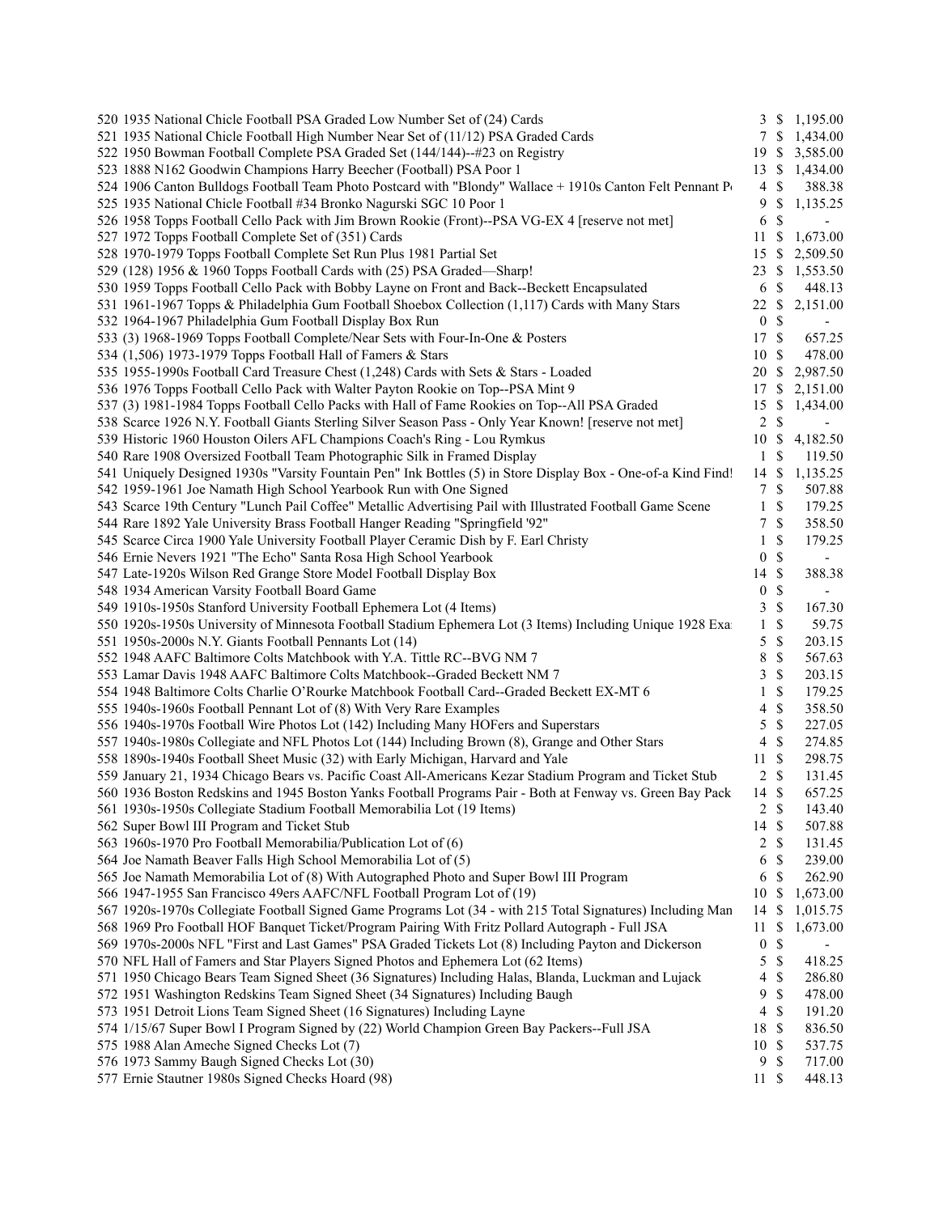| Lot | Description | Bids | | Price |
|---|---|---|---|---|
| 520 | 1935 National Chicle Football PSA Graded Low Number Set of (24) Cards | 3 | $ | 1,195.00 |
| 521 | 1935 National Chicle Football High Number Near Set of (11/12) PSA Graded Cards | 7 | $ | 1,434.00 |
| 522 | 1950 Bowman Football Complete PSA Graded Set (144/144)--#23 on Registry | 19 | $ | 3,585.00 |
| 523 | 1888 N162 Goodwin Champions Harry Beecher (Football) PSA Poor 1 | 13 | $ | 1,434.00 |
| 524 | 1906 Canton Bulldogs Football Team Photo Postcard with "Blondy" Wallace + 1910s Canton Felt Pennant P | 4 | $ | 388.38 |
| 525 | 1935 National Chicle Football #34 Bronko Nagurski SGC 10 Poor 1 | 9 | $ | 1,135.25 |
| 526 | 1958 Topps Football Cello Pack with Jim Brown Rookie (Front)--PSA VG-EX 4 [reserve not met] | 6 | $ | - |
| 527 | 1972 Topps Football Complete Set of (351) Cards | 11 | $ | 1,673.00 |
| 528 | 1970-1979 Topps Football Complete Set Run Plus 1981 Partial Set | 15 | $ | 2,509.50 |
| 529 | (128) 1956 & 1960 Topps Football Cards with (25) PSA Graded—Sharp! | 23 | $ | 1,553.50 |
| 530 | 1959 Topps Football Cello Pack with Bobby Layne on Front and Back--Beckett Encapsulated | 6 | $ | 448.13 |
| 531 | 1961-1967 Topps & Philadelphia Gum Football Shoebox Collection (1,117) Cards with Many Stars | 22 | $ | 2,151.00 |
| 532 | 1964-1967 Philadelphia Gum Football Display Box Run | 0 | $ | - |
| 533 | (3) 1968-1969 Topps Football Complete/Near Sets with Four-In-One & Posters | 17 | $ | 657.25 |
| 534 | (1,506) 1973-1979 Topps Football Hall of Famers & Stars | 10 | $ | 478.00 |
| 535 | 1955-1990s Football Card Treasure Chest (1,248) Cards with Sets & Stars - Loaded | 20 | $ | 2,987.50 |
| 536 | 1976 Topps Football Cello Pack with Walter Payton Rookie on Top--PSA Mint 9 | 17 | $ | 2,151.00 |
| 537 | (3) 1981-1984 Topps Football Cello Packs with Hall of Fame Rookies on Top--All PSA Graded | 15 | $ | 1,434.00 |
| 538 | Scarce 1926 N.Y. Football Giants Sterling Silver Season Pass - Only Year Known! [reserve not met] | 2 | $ | - |
| 539 | Historic 1960 Houston Oilers AFL Champions Coach's Ring - Lou Rymkus | 10 | $ | 4,182.50 |
| 540 | Rare 1908 Oversized Football Team Photographic Silk in Framed Display | 1 | $ | 119.50 |
| 541 | Uniquely Designed 1930s "Varsity Fountain Pen" Ink Bottles (5) in Store Display Box - One-of-a Kind Find! | 14 | $ | 1,135.25 |
| 542 | 1959-1961 Joe Namath High School Yearbook Run with One Signed | 7 | $ | 507.88 |
| 543 | Scarce 19th Century "Lunch Pail Coffee" Metallic Advertising Pail with Illustrated Football Game Scene | 1 | $ | 179.25 |
| 544 | Rare 1892 Yale University Brass Football Hanger Reading "Springfield '92" | 7 | $ | 358.50 |
| 545 | Scarce Circa 1900 Yale University Football Player Ceramic Dish by F. Earl Christy | 1 | $ | 179.25 |
| 546 | Ernie Nevers 1921 "The Echo" Santa Rosa High School Yearbook | 0 | $ | - |
| 547 | Late-1920s Wilson Red Grange Store Model Football Display Box | 14 | $ | 388.38 |
| 548 | 1934 American Varsity Football Board Game | 0 | $ | - |
| 549 | 1910s-1950s Stanford University Football Ephemera Lot (4 Items) | 3 | $ | 167.30 |
| 550 | 1920s-1950s University of Minnesota Football Stadium Ephemera Lot (3 Items) Including Unique 1928 Exa | 1 | $ | 59.75 |
| 551 | 1950s-2000s N.Y. Giants Football Pennants Lot (14) | 5 | $ | 203.15 |
| 552 | 1948 AAFC Baltimore Colts Matchbook with Y.A. Tittle RC--BVG NM 7 | 8 | $ | 567.63 |
| 553 | Lamar Davis 1948 AAFC Baltimore Colts Matchbook--Graded Beckett NM 7 | 3 | $ | 203.15 |
| 554 | 1948 Baltimore Colts Charlie O'Rourke Matchbook Football Card--Graded Beckett EX-MT 6 | 1 | $ | 179.25 |
| 555 | 1940s-1960s Football Pennant Lot of (8) With Very Rare Examples | 4 | $ | 358.50 |
| 556 | 1940s-1970s Football Wire Photos Lot (142) Including Many HOFers and Superstars | 5 | $ | 227.05 |
| 557 | 1940s-1980s Collegiate and NFL Photos Lot (144) Including Brown (8), Grange and Other Stars | 4 | $ | 274.85 |
| 558 | 1890s-1940s Football Sheet Music (32) with Early Michigan, Harvard and Yale | 11 | $ | 298.75 |
| 559 | January 21, 1934 Chicago Bears vs. Pacific Coast All-Americans Kezar Stadium Program and Ticket Stub | 2 | $ | 131.45 |
| 560 | 1936 Boston Redskins and 1945 Boston Yanks Football Programs Pair - Both at Fenway vs. Green Bay Pack | 14 | $ | 657.25 |
| 561 | 1930s-1950s Collegiate Stadium Football Memorabilia Lot (19 Items) | 2 | $ | 143.40 |
| 562 | Super Bowl III Program and Ticket Stub | 14 | $ | 507.88 |
| 563 | 1960s-1970 Pro Football Memorabilia/Publication Lot of (6) | 2 | $ | 131.45 |
| 564 | Joe Namath Beaver Falls High School Memorabilia Lot of (5) | 6 | $ | 239.00 |
| 565 | Joe Namath Memorabilia Lot of (8) With Autographed Photo and Super Bowl III Program | 6 | $ | 262.90 |
| 566 | 1947-1955 San Francisco 49ers AAFC/NFL Football Program Lot of (19) | 10 | $ | 1,673.00 |
| 567 | 1920s-1970s Collegiate Football Signed Game Programs Lot (34 - with 215 Total Signatures) Including Man | 14 | $ | 1,015.75 |
| 568 | 1969 Pro Football HOF Banquet Ticket/Program Pairing With Fritz Pollard Autograph - Full JSA | 11 | $ | 1,673.00 |
| 569 | 1970s-2000s NFL "First and Last Games" PSA Graded Tickets Lot (8) Including Payton and Dickerson | 0 | $ | - |
| 570 | NFL Hall of Famers and Star Players Signed Photos and Ephemera Lot (62 Items) | 5 | $ | 418.25 |
| 571 | 1950 Chicago Bears Team Signed Sheet (36 Signatures) Including Halas, Blanda, Luckman and Lujack | 4 | $ | 286.80 |
| 572 | 1951 Washington Redskins Team Signed Sheet (34 Signatures) Including Baugh | 9 | $ | 478.00 |
| 573 | 1951 Detroit Lions Team Signed Sheet (16 Signatures) Including Layne | 4 | $ | 191.20 |
| 574 | 1/15/67 Super Bowl I Program Signed by (22) World Champion Green Bay Packers--Full JSA | 18 | $ | 836.50 |
| 575 | 1988 Alan Ameche Signed Checks Lot (7) | 10 | $ | 537.75 |
| 576 | 1973 Sammy Baugh Signed Checks Lot (30) | 9 | $ | 717.00 |
| 577 | Ernie Stautner 1980s Signed Checks Hoard (98) | 11 | $ | 448.13 |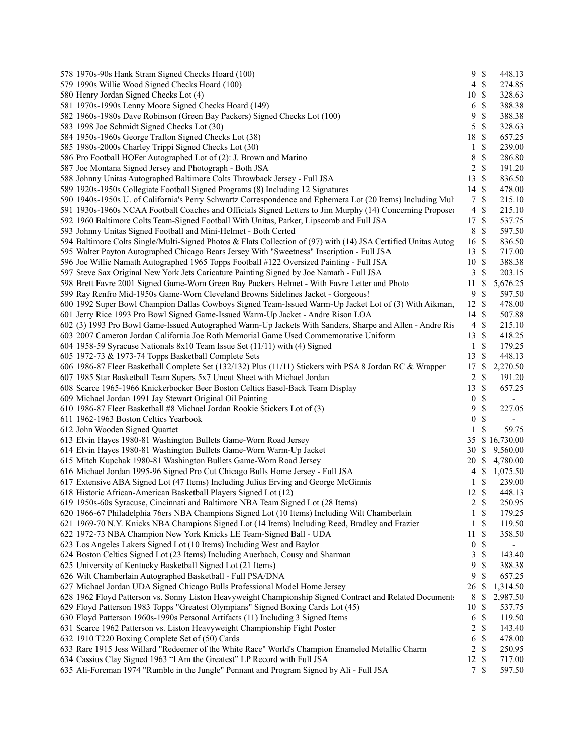| Lot | Description | Bids | | Price |
|---|---|---|---|---|
| 578 | 1970s-90s Hank Stram Signed Checks Hoard (100) | 9 | $ | 448.13 |
| 579 | 1990s Willie Wood Signed Checks Hoard (100) | 4 | $ | 274.85 |
| 580 | Henry Jordan Signed Checks Lot (4) | 10 | $ | 328.63 |
| 581 | 1970s-1990s Lenny Moore Signed Checks Hoard (149) | 6 | $ | 388.38 |
| 582 | 1960s-1980s Dave Robinson (Green Bay Packers) Signed Checks Lot (100) | 9 | $ | 388.38 |
| 583 | 1998 Joe Schmidt Signed Checks Lot (30) | 5 | $ | 328.63 |
| 584 | 1950s-1960s George Trafton Signed Checks Lot (38) | 18 | $ | 657.25 |
| 585 | 1980s-2000s Charley Trippi Signed Checks Lot (30) | 1 | $ | 239.00 |
| 586 | Pro Football HOFer Autographed Lot of (2): J. Brown and Marino | 8 | $ | 286.80 |
| 587 | Joe Montana Signed Jersey and Photograph - Both JSA | 2 | $ | 191.20 |
| 588 | Johnny Unitas Autographed Baltimore Colts Throwback Jersey - Full JSA | 13 | $ | 836.50 |
| 589 | 1920s-1950s Collegiate Football Signed Programs (8) Including 12 Signatures | 14 | $ | 478.00 |
| 590 | 1940s-1950s U. of California's Perry Schwartz Correspondence and Ephemera Lot (20 Items) Including Mult | 7 | $ | 215.10 |
| 591 | 1930s-1960s NCAA Football Coaches and Officials Signed Letters to Jim Murphy (14) Concerning Proposed | 4 | $ | 215.10 |
| 592 | 1960 Baltimore Colts Team-Signed Football With Unitas, Parker, Lipscomb and Full JSA | 17 | $ | 537.75 |
| 593 | Johnny Unitas Signed Football and Mini-Helmet - Both Certed | 8 | $ | 597.50 |
| 594 | Baltimore Colts Single/Multi-Signed Photos & Flats Collection of (97) with (14) JSA Certified Unitas Autog | 16 | $ | 836.50 |
| 595 | Walter Payton Autographed Chicago Bears Jersey With "Sweetness" Inscription - Full JSA | 13 | $ | 717.00 |
| 596 | Joe Willie Namath Autographed 1965 Topps Football #122 Oversized Painting - Full JSA | 10 | $ | 388.38 |
| 597 | Steve Sax Original New York Jets Caricature Painting Signed by Joe Namath - Full JSA | 3 | $ | 203.15 |
| 598 | Brett Favre 2001 Signed Game-Worn Green Bay Packers Helmet - With Favre Letter and Photo | 11 | $ | 5,676.25 |
| 599 | Ray Renfro Mid-1950s Game-Worn Cleveland Browns Sidelines Jacket - Gorgeous! | 9 | $ | 597.50 |
| 600 | 1992 Super Bowl Champion Dallas Cowboys Signed Team-Issued Warm-Up Jacket Lot of (3) With Aikman, | 12 | $ | 478.00 |
| 601 | Jerry Rice 1993 Pro Bowl Signed Game-Issued Warm-Up Jacket - Andre Rison LOA | 14 | $ | 507.88 |
| 602 | (3) 1993 Pro Bowl Game-Issued Autographed Warm-Up Jackets With Sanders, Sharpe and Allen - Andre Ris | 4 | $ | 215.10 |
| 603 | 2007 Cameron Jordan California Joe Roth Memorial Game Used Commemorative Uniform | 13 | $ | 418.25 |
| 604 | 1958-59 Syracuse Nationals 8x10 Team Issue Set (11/11) with (4) Signed | 1 | $ | 179.25 |
| 605 | 1972-73 & 1973-74 Topps Basketball Complete Sets | 13 | $ | 448.13 |
| 606 | 1986-87 Fleer Basketball Complete Set (132/132) Plus (11/11) Stickers with PSA 8 Jordan RC & Wrapper | 17 | $ | 2,270.50 |
| 607 | 1985 Star Basketball Team Supers 5x7 Uncut Sheet with Michael Jordan | 2 | $ | 191.20 |
| 608 | Scarce 1965-1966 Knickerbocker Beer Boston Celtics Easel-Back Team Display | 13 | $ | 657.25 |
| 609 | Michael Jordan 1991 Jay Stewart Original Oil Painting | 0 | $ | - |
| 610 | 1986-87 Fleer Basketball #8 Michael Jordan Rookie Stickers Lot of (3) | 9 | $ | 227.05 |
| 611 | 1962-1963 Boston Celtics Yearbook | 0 | $ | - |
| 612 | John Wooden Signed Quartet | 1 | $ | 59.75 |
| 613 | Elvin Hayes 1980-81 Washington Bullets Game-Worn Road Jersey | 35 | $ | 16,730.00 |
| 614 | Elvin Hayes 1980-81 Washington Bullets Game-Worn Warm-Up Jacket | 30 | $ | 9,560.00 |
| 615 | Mitch Kupchak 1980-81 Washington Bullets Game-Worn Road Jersey | 20 | $ | 4,780.00 |
| 616 | Michael Jordan 1995-96 Signed Pro Cut Chicago Bulls Home Jersey - Full JSA | 4 | $ | 1,075.50 |
| 617 | Extensive ABA Signed Lot (47 Items) Including Julius Erving and George McGinnis | 1 | $ | 239.00 |
| 618 | Historic African-American Basketball Players Signed Lot (12) | 12 | $ | 448.13 |
| 619 | 1950s-60s Syracuse, Cincinnati and Baltimore NBA Team Signed Lot (28 Items) | 2 | $ | 250.95 |
| 620 | 1966-67 Philadelphia 76ers NBA Champions Signed Lot (10 Items) Including Wilt Chamberlain | 1 | $ | 179.25 |
| 621 | 1969-70 N.Y. Knicks NBA Champions Signed Lot (14 Items) Including Reed, Bradley and Frazier | 1 | $ | 119.50 |
| 622 | 1972-73 NBA Champion New York Knicks LE Team-Signed Ball - UDA | 11 | $ | 358.50 |
| 623 | Los Angeles Lakers Signed Lot (10 Items) Including West and Baylor | 0 | $ | - |
| 624 | Boston Celtics Signed Lot (23 Items) Including Auerbach, Cousy and Sharman | 3 | $ | 143.40 |
| 625 | University of Kentucky Basketball Signed Lot (21 Items) | 9 | $ | 388.38 |
| 626 | Wilt Chamberlain Autographed Basketball - Full PSA/DNA | 9 | $ | 657.25 |
| 627 | Michael Jordan UDA Signed Chicago Bulls Professional Model Home Jersey | 26 | $ | 1,314.50 |
| 628 | 1962 Floyd Patterson vs. Sonny Liston Heavyweight Championship Signed Contract and Related Documents | 8 | $ | 2,987.50 |
| 629 | Floyd Patterson 1983 Topps "Greatest Olympians" Signed Boxing Cards Lot (45) | 10 | $ | 537.75 |
| 630 | Floyd Patterson 1960s-1990s Personal Artifacts (11) Including 3 Signed Items | 6 | $ | 119.50 |
| 631 | Scarce 1962 Patterson vs. Liston Heavyweight Championship Fight Poster | 2 | $ | 143.40 |
| 632 | 1910 T220 Boxing Complete Set of (50) Cards | 6 | $ | 478.00 |
| 633 | Rare 1915 Jess Willard "Redeemer of the White Race" World's Champion Enameled Metallic Charm | 2 | $ | 250.95 |
| 634 | Cassius Clay Signed 1963 "I Am the Greatest" LP Record with Full JSA | 12 | $ | 717.00 |
| 635 | Ali-Foreman 1974 "Rumble in the Jungle" Pennant and Program Signed by Ali - Full JSA | 7 | $ | 597.50 |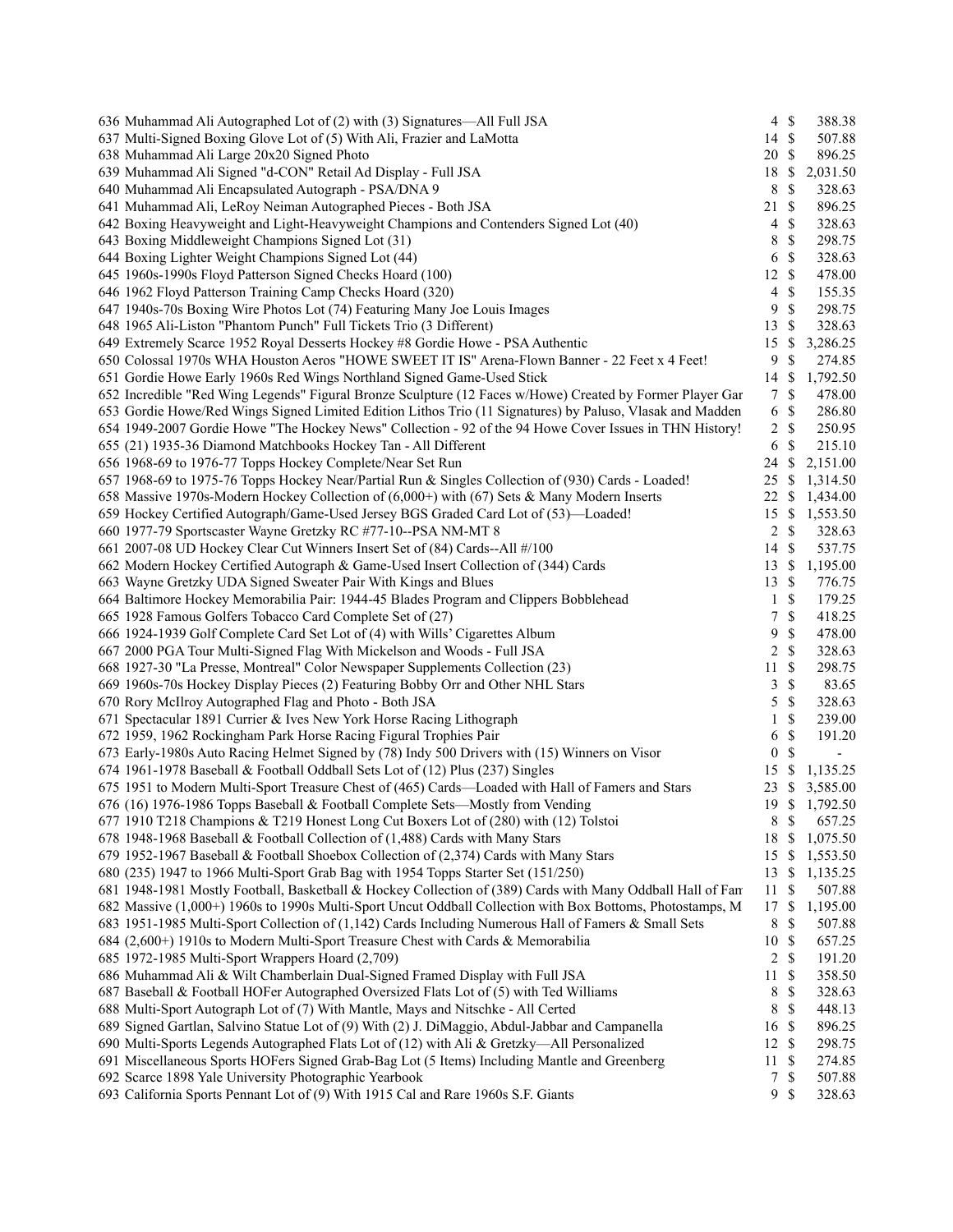| | | | |
|---|---|---|---|
| 636 Muhammad Ali Autographed Lot of (2) with (3) Signatures—All Full JSA | 4 | $ | 388.38 |
| 637 Multi-Signed Boxing Glove Lot of (5) With Ali, Frazier and LaMotta | 14 | $ | 507.88 |
| 638 Muhammad Ali Large 20x20 Signed Photo | 20 | $ | 896.25 |
| 639 Muhammad Ali Signed "d-CON" Retail Ad Display - Full JSA | 18 | $ | 2,031.50 |
| 640 Muhammad Ali Encapsulated Autograph - PSA/DNA 9 | 8 | $ | 328.63 |
| 641 Muhammad Ali, LeRoy Neiman Autographed Pieces - Both JSA | 21 | $ | 896.25 |
| 642 Boxing Heavyweight and Light-Heavyweight Champions and Contenders Signed Lot (40) | 4 | $ | 328.63 |
| 643 Boxing Middleweight Champions Signed Lot (31) | 8 | $ | 298.75 |
| 644 Boxing Lighter Weight Champions Signed Lot (44) | 6 | $ | 328.63 |
| 645 1960s-1990s Floyd Patterson Signed Checks Hoard (100) | 12 | $ | 478.00 |
| 646 1962 Floyd Patterson Training Camp Checks Hoard (320) | 4 | $ | 155.35 |
| 647 1940s-70s Boxing Wire Photos Lot (74) Featuring Many Joe Louis Images | 9 | $ | 298.75 |
| 648 1965 Ali-Liston "Phantom Punch" Full Tickets Trio (3 Different) | 13 | $ | 328.63 |
| 649 Extremely Scarce 1952 Royal Desserts Hockey #8 Gordie Howe - PSA Authentic | 15 | $ | 3,286.25 |
| 650 Colossal 1970s WHA Houston Aeros "HOWE SWEET IT IS" Arena-Flown Banner - 22 Feet x 4 Feet! | 9 | $ | 274.85 |
| 651 Gordie Howe Early 1960s Red Wings Northland Signed Game-Used Stick | 14 | $ | 1,792.50 |
| 652 Incredible "Red Wing Legends" Figural Bronze Sculpture (12 Faces w/Howe) Created by Former Player Gar | 7 | $ | 478.00 |
| 653 Gordie Howe/Red Wings Signed Limited Edition Lithos Trio (11 Signatures) by Paluso, Vlasak and Madden | 6 | $ | 286.80 |
| 654 1949-2007 Gordie Howe "The Hockey News" Collection - 92 of the 94 Howe Cover Issues in THN History! | 2 | $ | 250.95 |
| 655 (21) 1935-36 Diamond Matchbooks Hockey Tan - All Different | 6 | $ | 215.10 |
| 656 1968-69 to 1976-77 Topps Hockey Complete/Near Set Run | 24 | $ | 2,151.00 |
| 657 1968-69 to 1975-76 Topps Hockey Near/Partial Run & Singles Collection of (930) Cards - Loaded! | 25 | $ | 1,314.50 |
| 658 Massive 1970s-Modern Hockey Collection of (6,000+) with (67) Sets & Many Modern Inserts | 22 | $ | 1,434.00 |
| 659 Hockey Certified Autograph/Game-Used Jersey BGS Graded Card Lot of (53)—Loaded! | 15 | $ | 1,553.50 |
| 660 1977-79 Sportscaster Wayne Gretzky RC #77-10--PSA NM-MT 8 | 2 | $ | 328.63 |
| 661 2007-08 UD Hockey Clear Cut Winners Insert Set of (84) Cards--All #/100 | 14 | $ | 537.75 |
| 662 Modern Hockey Certified Autograph & Game-Used Insert Collection of (344) Cards | 13 | $ | 1,195.00 |
| 663 Wayne Gretzky UDA Signed Sweater Pair With Kings and Blues | 13 | $ | 776.75 |
| 664 Baltimore Hockey Memorabilia Pair: 1944-45 Blades Program and Clippers Bobblehead | 1 | $ | 179.25 |
| 665 1928 Famous Golfers Tobacco Card Complete Set of (27) | 7 | $ | 418.25 |
| 666 1924-1939 Golf Complete Card Set Lot of (4) with Wills' Cigarettes Album | 9 | $ | 478.00 |
| 667 2000 PGA Tour Multi-Signed Flag With Mickelson and Woods - Full JSA | 2 | $ | 328.63 |
| 668 1927-30 "La Presse, Montreal" Color Newspaper Supplements Collection (23) | 11 | $ | 298.75 |
| 669 1960s-70s Hockey Display Pieces (2) Featuring Bobby Orr and Other NHL Stars | 3 | $ | 83.65 |
| 670 Rory McIlroy Autographed Flag and Photo - Both JSA | 5 | $ | 328.63 |
| 671 Spectacular 1891 Currier & Ives New York Horse Racing Lithograph | 1 | $ | 239.00 |
| 672 1959, 1962 Rockingham Park Horse Racing Figural Trophies Pair | 6 | $ | 191.20 |
| 673 Early-1980s Auto Racing Helmet Signed by (78) Indy 500 Drivers with (15) Winners on Visor | 0 | $ | - |
| 674 1961-1978 Baseball & Football Oddball Sets Lot of (12) Plus (237) Singles | 15 | $ | 1,135.25 |
| 675 1951 to Modern Multi-Sport Treasure Chest of (465) Cards—Loaded with Hall of Famers and Stars | 23 | $ | 3,585.00 |
| 676 (16) 1976-1986 Topps Baseball & Football Complete Sets—Mostly from Vending | 19 | $ | 1,792.50 |
| 677 1910 T218 Champions & T219 Honest Long Cut Boxers Lot of (280) with (12) Tolstoi | 8 | $ | 657.25 |
| 678 1948-1968 Baseball & Football Collection of (1,488) Cards with Many Stars | 18 | $ | 1,075.50 |
| 679 1952-1967 Baseball & Football Shoebox Collection of (2,374) Cards with Many Stars | 15 | $ | 1,553.50 |
| 680 (235) 1947 to 1966 Multi-Sport Grab Bag with 1954 Topps Starter Set (151/250) | 13 | $ | 1,135.25 |
| 681 1948-1981 Mostly Football, Basketball & Hockey Collection of (389) Cards with Many Oddball Hall of Fan | 11 | $ | 507.88 |
| 682 Massive (1,000+) 1960s to 1990s Multi-Sport Uncut Oddball Collection with Box Bottoms, Photostamps, M | 17 | $ | 1,195.00 |
| 683 1951-1985 Multi-Sport Collection of (1,142) Cards Including Numerous Hall of Famers & Small Sets | 8 | $ | 507.88 |
| 684 (2,600+) 1910s to Modern Multi-Sport Treasure Chest with Cards & Memorabilia | 10 | $ | 657.25 |
| 685 1972-1985 Multi-Sport Wrappers Hoard (2,709) | 2 | $ | 191.20 |
| 686 Muhammad Ali & Wilt Chamberlain Dual-Signed Framed Display with Full JSA | 11 | $ | 358.50 |
| 687 Baseball & Football HOFer Autographed Oversized Flats Lot of (5) with Ted Williams | 8 | $ | 328.63 |
| 688 Multi-Sport Autograph Lot of (7) With Mantle, Mays and Nitschke - All Certed | 8 | $ | 448.13 |
| 689 Signed Gartlan, Salvino Statue Lot of (9) With (2) J. DiMaggio, Abdul-Jabbar and Campanella | 16 | $ | 896.25 |
| 690 Multi-Sports Legends Autographed Flats Lot of (12) with Ali & Gretzky—All Personalized | 12 | $ | 298.75 |
| 691 Miscellaneous Sports HOFers Signed Grab-Bag Lot (5 Items) Including Mantle and Greenberg | 11 | $ | 274.85 |
| 692 Scarce 1898 Yale University Photographic Yearbook | 7 | $ | 507.88 |
| 693 California Sports Pennant Lot of (9) With 1915 Cal and Rare 1960s S.F. Giants | 9 | $ | 328.63 |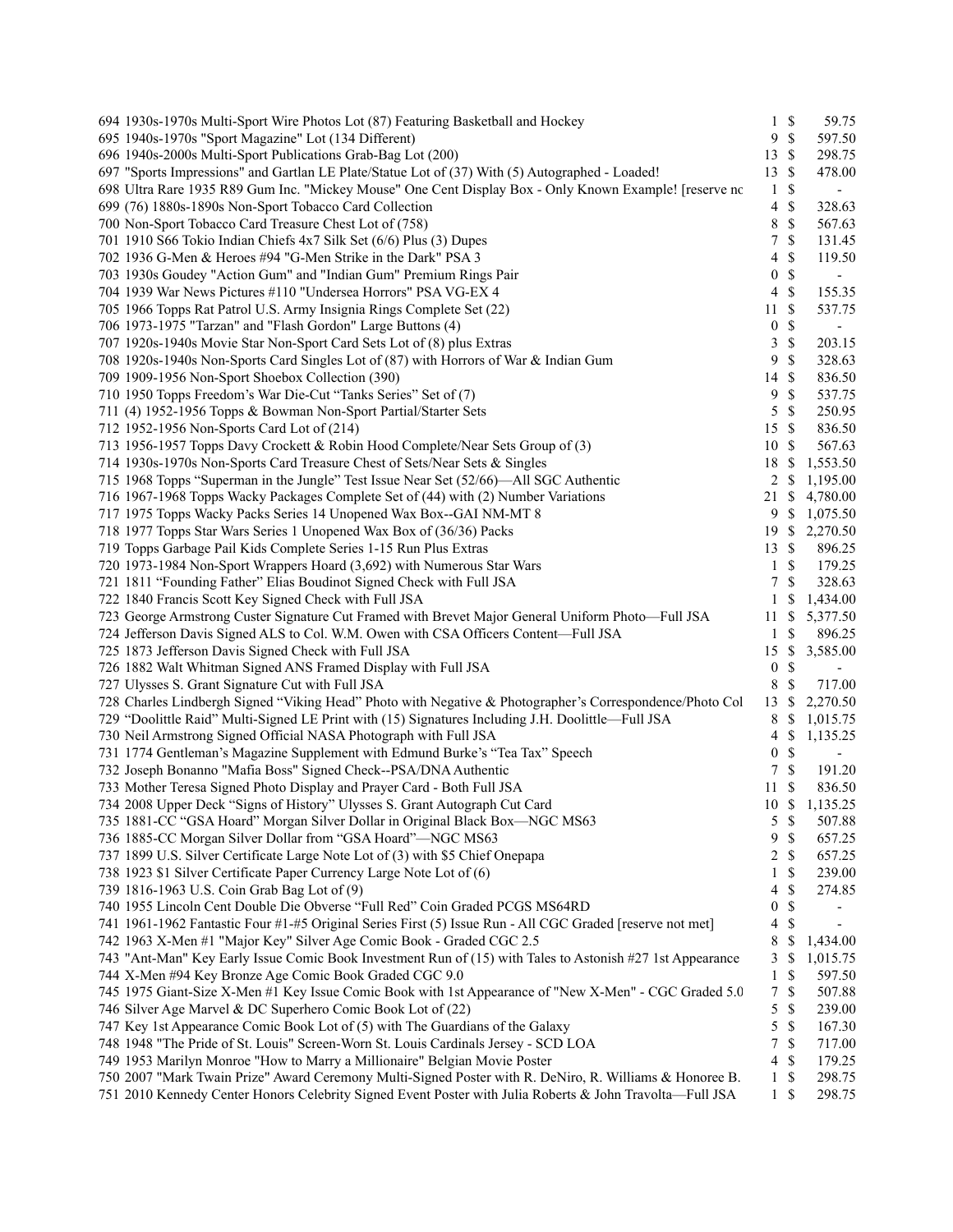| | | | |
|---|---|---|---|
| 694 1930s-1970s Multi-Sport Wire Photos Lot (87) Featuring Basketball and Hockey | 1 | $ | 59.75 |
| 695 1940s-1970s "Sport Magazine" Lot (134 Different) | 9 | $ | 597.50 |
| 696 1940s-2000s Multi-Sport Publications Grab-Bag Lot (200) | 13 | $ | 298.75 |
| 697 "Sports Impressions" and Gartlan LE Plate/Statue Lot of (37) With (5) Autographed - Loaded! | 13 | $ | 478.00 |
| 698 Ultra Rare 1935 R89 Gum Inc. "Mickey Mouse" One Cent Display Box - Only Known Example! [reserve nc | 1 | $ | - |
| 699 (76) 1880s-1890s Non-Sport Tobacco Card Collection | 4 | $ | 328.63 |
| 700 Non-Sport Tobacco Card Treasure Chest Lot of (758) | 8 | $ | 567.63 |
| 701 1910 S66 Tokio Indian Chiefs 4x7 Silk Set (6/6) Plus (3) Dupes | 7 | $ | 131.45 |
| 702 1936 G-Men & Heroes #94 "G-Men Strike in the Dark" PSA 3 | 4 | $ | 119.50 |
| 703 1930s Goudey "Action Gum" and "Indian Gum" Premium Rings Pair | 0 | $ | - |
| 704 1939 War News Pictures #110 "Undersea Horrors" PSA VG-EX 4 | 4 | $ | 155.35 |
| 705 1966 Topps Rat Patrol U.S. Army Insignia Rings Complete Set (22) | 11 | $ | 537.75 |
| 706 1973-1975 "Tarzan" and "Flash Gordon" Large Buttons (4) | 0 | $ | - |
| 707 1920s-1940s Movie Star Non-Sport Card Sets Lot of (8) plus Extras | 3 | $ | 203.15 |
| 708 1920s-1940s Non-Sports Card Singles Lot of (87) with Horrors of War & Indian Gum | 9 | $ | 328.63 |
| 709 1909-1956 Non-Sport Shoebox Collection (390) | 14 | $ | 836.50 |
| 710 1950 Topps Freedom's War Die-Cut "Tanks Series" Set of (7) | 9 | $ | 537.75 |
| 711 (4) 1952-1956 Topps & Bowman Non-Sport Partial/Starter Sets | 5 | $ | 250.95 |
| 712 1952-1956 Non-Sports Card Lot of (214) | 15 | $ | 836.50 |
| 713 1956-1957 Topps Davy Crockett & Robin Hood Complete/Near Sets Group of (3) | 10 | $ | 567.63 |
| 714 1930s-1970s Non-Sports Card Treasure Chest of Sets/Near Sets & Singles | 18 | $ | 1,553.50 |
| 715 1968 Topps "Superman in the Jungle" Test Issue Near Set (52/66)—All SGC Authentic | 2 | $ | 1,195.00 |
| 716 1967-1968 Topps Wacky Packages Complete Set of (44) with (2) Number Variations | 21 | $ | 4,780.00 |
| 717 1975 Topps Wacky Packs Series 14 Unopened Wax Box--GAI NM-MT 8 | 9 | $ | 1,075.50 |
| 718 1977 Topps Star Wars Series 1 Unopened Wax Box of (36/36) Packs | 19 | $ | 2,270.50 |
| 719 Topps Garbage Pail Kids Complete Series 1-15 Run Plus Extras | 13 | $ | 896.25 |
| 720 1973-1984 Non-Sport Wrappers Hoard (3,692) with Numerous Star Wars | 1 | $ | 179.25 |
| 721 1811 "Founding Father" Elias Boudinot Signed Check with Full JSA | 7 | $ | 328.63 |
| 722 1840 Francis Scott Key Signed Check with Full JSA | 1 | $ | 1,434.00 |
| 723 George Armstrong Custer Signature Cut Framed with Brevet Major General Uniform Photo—Full JSA | 11 | $ | 5,377.50 |
| 724 Jefferson Davis Signed ALS to Col. W.M. Owen with CSA Officers Content—Full JSA | 1 | $ | 896.25 |
| 725 1873 Jefferson Davis Signed Check with Full JSA | 15 | $ | 3,585.00 |
| 726 1882 Walt Whitman Signed ANS Framed Display with Full JSA | 0 | $ | - |
| 727 Ulysses S. Grant Signature Cut with Full JSA | 8 | $ | 717.00 |
| 728 Charles Lindbergh Signed "Viking Head" Photo with Negative & Photographer's Correspondence/Photo Col | 13 | $ | 2,270.50 |
| 729 "Doolittle Raid" Multi-Signed LE Print with (15) Signatures Including J.H. Doolittle—Full JSA | 8 | $ | 1,015.75 |
| 730 Neil Armstrong Signed Official NASA Photograph with Full JSA | 4 | $ | 1,135.25 |
| 731 1774 Gentleman's Magazine Supplement with Edmund Burke's "Tea Tax" Speech | 0 | $ | - |
| 732 Joseph Bonanno "Mafia Boss" Signed Check--PSA/DNA Authentic | 7 | $ | 191.20 |
| 733 Mother Teresa Signed Photo Display and Prayer Card - Both Full JSA | 11 | $ | 836.50 |
| 734 2008 Upper Deck "Signs of History" Ulysses S. Grant Autograph Cut Card | 10 | $ | 1,135.25 |
| 735 1881-CC "GSA Hoard" Morgan Silver Dollar in Original Black Box—NGC MS63 | 5 | $ | 507.88 |
| 736 1885-CC Morgan Silver Dollar from "GSA Hoard"—NGC MS63 | 9 | $ | 657.25 |
| 737 1899 U.S. Silver Certificate Large Note Lot of (3) with $5 Chief Onepapa | 2 | $ | 657.25 |
| 738 1923 $1 Silver Certificate Paper Currency Large Note Lot of (6) | 1 | $ | 239.00 |
| 739 1816-1963 U.S. Coin Grab Bag Lot of (9) | 4 | $ | 274.85 |
| 740 1955 Lincoln Cent Double Die Obverse "Full Red" Coin Graded PCGS MS64RD | 0 | $ | - |
| 741 1961-1962 Fantastic Four #1-#5 Original Series First (5) Issue Run - All CGC Graded [reserve not met] | 4 | $ | - |
| 742 1963 X-Men #1 "Major Key" Silver Age Comic Book - Graded CGC 2.5 | 8 | $ | 1,434.00 |
| 743 "Ant-Man" Key Early Issue Comic Book Investment Run of (15) with Tales to Astonish #27 1st Appearance | 3 | $ | 1,015.75 |
| 744 X-Men #94 Key Bronze Age Comic Book Graded CGC 9.0 | 1 | $ | 597.50 |
| 745 1975 Giant-Size X-Men #1 Key Issue Comic Book with 1st Appearance of "New X-Men" - CGC Graded 5.0 | 7 | $ | 507.88 |
| 746 Silver Age Marvel & DC Superhero Comic Book Lot of (22) | 5 | $ | 239.00 |
| 747 Key 1st Appearance Comic Book Lot of (5) with The Guardians of the Galaxy | 5 | $ | 167.30 |
| 748 1948 "The Pride of St. Louis" Screen-Worn St. Louis Cardinals Jersey - SCD LOA | 7 | $ | 717.00 |
| 749 1953 Marilyn Monroe "How to Marry a Millionaire" Belgian Movie Poster | 4 | $ | 179.25 |
| 750 2007 "Mark Twain Prize" Award Ceremony Multi-Signed Poster with R. DeNiro, R. Williams & Honoree B. | 1 | $ | 298.75 |
| 751 2010 Kennedy Center Honors Celebrity Signed Event Poster with Julia Roberts & John Travolta—Full JSA | 1 | $ | 298.75 |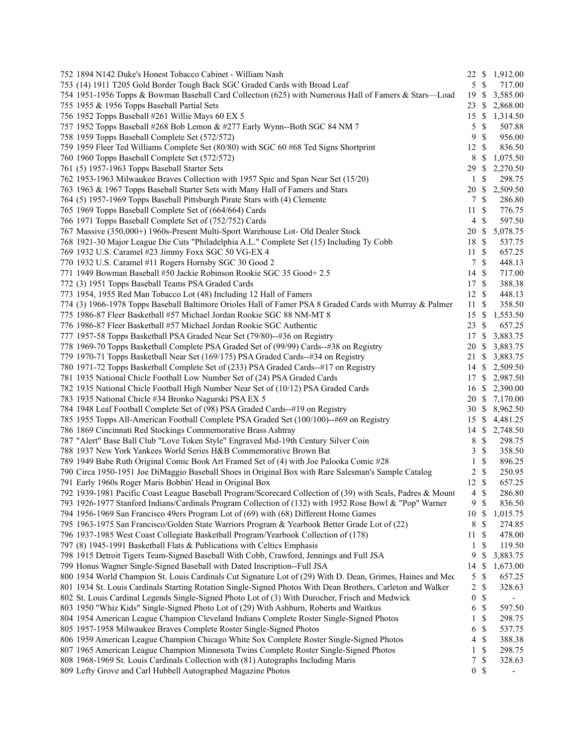| Lot | Description | Bids | | Price |
|---|---|---|---|---|
| 752 | 1894 N142 Duke's Honest Tobacco Cabinet - William Nash | 22 | $ | 1,912.00 |
| 753 | (14) 1911 T205 Gold Border Tough Back SGC Graded Cards with Broad Leaf | 5 | $ | 717.00 |
| 754 | 1951-1956 Topps & Bowman Baseball Card Collection (625) with Numerous Hall of Famers & Stars—Load | 19 | $ | 3,585.00 |
| 755 | 1955 & 1956 Topps Baseball Partial Sets | 23 | $ | 2,868.00 |
| 756 | 1952 Topps Baseball #261 Willie Mays 60 EX 5 | 15 | $ | 1,314.50 |
| 757 | 1952 Topps Baseball #268 Bob Lemon & #277 Early Wynn--Both SGC 84 NM 7 | 5 | $ | 507.88 |
| 758 | 1959 Topps Baseball Complete Set (572/572) | 9 | $ | 956.00 |
| 759 | 1959 Fleer Ted Williams Complete Set (80/80) with SGC 60 #68 Ted Signs Shortprint | 12 | $ | 836.50 |
| 760 | 1960 Topps Baseball Complete Set (572/572) | 8 | $ | 1,075.50 |
| 761 | (5) 1957-1963 Topps Baseball Starter Sets | 29 | $ | 2,270.50 |
| 762 | 1953-1963 Milwaukee Braves Collection with 1957 Spic and Span Near Set (15/20) | 1 | $ | 298.75 |
| 763 | 1963 & 1967 Topps Baseball Starter Sets with Many Hall of Famers and Stars | 20 | $ | 2,509.50 |
| 764 | (5) 1957-1969 Topps Baseball Pittsburgh Pirate Stars with (4) Clemente | 7 | $ | 286.80 |
| 765 | 1969 Topps Baseball Complete Set of (664/664) Cards | 11 | $ | 776.75 |
| 766 | 1971 Topps Baseball Complete Set of (752/752) Cards | 4 | $ | 597.50 |
| 767 | Massive (350,000+) 1960s-Present Multi-Sport Warehouse Lot- Old Dealer Stock | 20 | $ | 5,078.75 |
| 768 | 1921-30 Major League Die Cuts "Philadelphia A.L." Complete Set (15) Including Ty Cobb | 18 | $ | 537.75 |
| 769 | 1932 U.S. Caramel #23 Jimmy Foxx SGC 50 VG-EX 4 | 11 | $ | 657.25 |
| 770 | 1932 U.S. Caramel #11 Rogers Hornsby SGC 30 Good 2 | 7 | $ | 448.13 |
| 771 | 1949 Bowman Baseball #50 Jackie Robinson Rookie SGC 35 Good+ 2.5 | 14 | $ | 717.00 |
| 772 | (3) 1951 Topps Baseball Teams PSA Graded Cards | 17 | $ | 388.38 |
| 773 | 1954, 1955 Red Man Tobacco Lot (48) Including 12 Hall of Famers | 12 | $ | 448.13 |
| 774 | (3) 1966-1978 Topps Baseball Baltimore Orioles Hall of Famer PSA 8 Graded Cards with Murray & Palmer | 11 | $ | 358.50 |
| 775 | 1986-87 Fleer Basketball #57 Michael Jordan Rookie SGC 88 NM-MT 8 | 15 | $ | 1,553.50 |
| 776 | 1986-87 Fleer Basketball #57 Michael Jordan Rookie SGC Authentic | 23 | $ | 657.25 |
| 777 | 1957-58 Topps Basketball PSA Graded Near Set (79/80)--#36 on Registry | 17 | $ | 3,883.75 |
| 778 | 1969-70 Topps Basketball Complete PSA Graded Set of (99/99) Cards--#38 on Registry | 20 | $ | 3,883.75 |
| 779 | 1970-71 Topps Basketball Near Set (169/175) PSA Graded Cards--#34 on Registry | 21 | $ | 3,883.75 |
| 780 | 1971-72 Topps Basketball Complete Set of (233) PSA Graded Cards--#17 on Registry | 14 | $ | 2,509.50 |
| 781 | 1935 National Chicle Football Low Number Set of (24) PSA Graded Cards | 17 | $ | 2,987.50 |
| 782 | 1935 National Chicle Football High Number Near Set of (10/12) PSA Graded Cards | 16 | $ | 2,390.00 |
| 783 | 1935 National Chicle #34 Bronko Nagurski PSA EX 5 | 20 | $ | 7,170.00 |
| 784 | 1948 Leaf Football Complete Set of (98) PSA Graded Cards--#19 on Registry | 30 | $ | 8,962.50 |
| 785 | 1955 Topps All-American Football Complete PSA Graded Set (100/100)--#69 on Registry | 15 | $ | 4,481.25 |
| 786 | 1869 Cincinnati Red Stockings Commemorative Brass Ashtray | 14 | $ | 2,748.50 |
| 787 | "Alert" Base Ball Club "Love Token Style" Engraved Mid-19th Century Silver Coin | 8 | $ | 298.75 |
| 788 | 1937 New York Yankees World Series H&B Commemorative Brown Bat | 3 | $ | 358.50 |
| 789 | 1949 Babe Ruth Original Comic Book Art Framed Set of (4) with Joe Palooka Comic #28 | 1 | $ | 896.25 |
| 790 | Circa 1950-1951 Joe DiMaggio Baseball Shoes in Original Box with Rare Salesman's Sample Catalog | 2 | $ | 250.95 |
| 791 | Early 1960s Roger Maris Bobbin' Head in Original Box | 12 | $ | 657.25 |
| 792 | 1939-1981 Pacific Coast League Baseball Program/Scorecard Collection of (39) with Seals, Padres & Mount | 4 | $ | 286.80 |
| 793 | 1926-1977 Stanford Indians/Cardinals Program Collection of (132) with 1952 Rose Bowl & "Pop" Warner | 9 | $ | 836.50 |
| 794 | 1956-1969 San Francisco 49ers Program Lot of (69) with (68) Different Home Games | 10 | $ | 1,015.75 |
| 795 | 1963-1975 San Francisco/Golden State Warriors Program & Yearbook Better Grade Lot of (22) | 8 | $ | 274.85 |
| 796 | 1937-1985 West Coast Collegiate Basketball Program/Yearbook Collection of (178) | 11 | $ | 478.00 |
| 797 | (8) 1945-1991 Basketball Flats & Publications with Celtics Emphasis | 1 | $ | 119.50 |
| 798 | 1915 Detroit Tigers Team-Signed Baseball With Cobb, Crawford, Jennings and Full JSA | 9 | $ | 3,883.75 |
| 799 | Honus Wagner Single-Signed Baseball with Dated Inscription--Full JSA | 14 | $ | 1,673.00 |
| 800 | 1934 World Champion St. Louis Cardinals Cut Signature Lot of (29) With D. Dean, Grimes, Haines and Med | 5 | $ | 657.25 |
| 801 | 1934 St. Louis Cardinals Starting Rotation Single-Signed Photos With Dean Brothers, Carleton and Walker | 2 | $ | 328.63 |
| 802 | St. Louis Cardinal Legends Single-Signed Photo Lot of (3) With Durocher, Frisch and Medwick | 0 | $ | - |
| 803 | 1950 "Whiz Kids" Single-Signed Photo Lot of (29) With Ashburn, Roberts and Waitkus | 6 | $ | 597.50 |
| 804 | 1954 American League Champion Cleveland Indians Complete Roster Single-Signed Photos | 1 | $ | 298.75 |
| 805 | 1957-1958 Milwaukee Braves Complete Roster Single-Signed Photos | 6 | $ | 537.75 |
| 806 | 1959 American League Champion Chicago White Sox Complete Roster Single-Signed Photos | 4 | $ | 388.38 |
| 807 | 1965 American League Champion Minnesota Twins Complete Roster Single-Signed Photos | 1 | $ | 298.75 |
| 808 | 1968-1969 St. Louis Cardinals Collection with (81) Autographs Including Maris | 7 | $ | 328.63 |
| 809 | Lefty Grove and Carl Hubbell Autographed Magazine Photos | 0 | $ | - |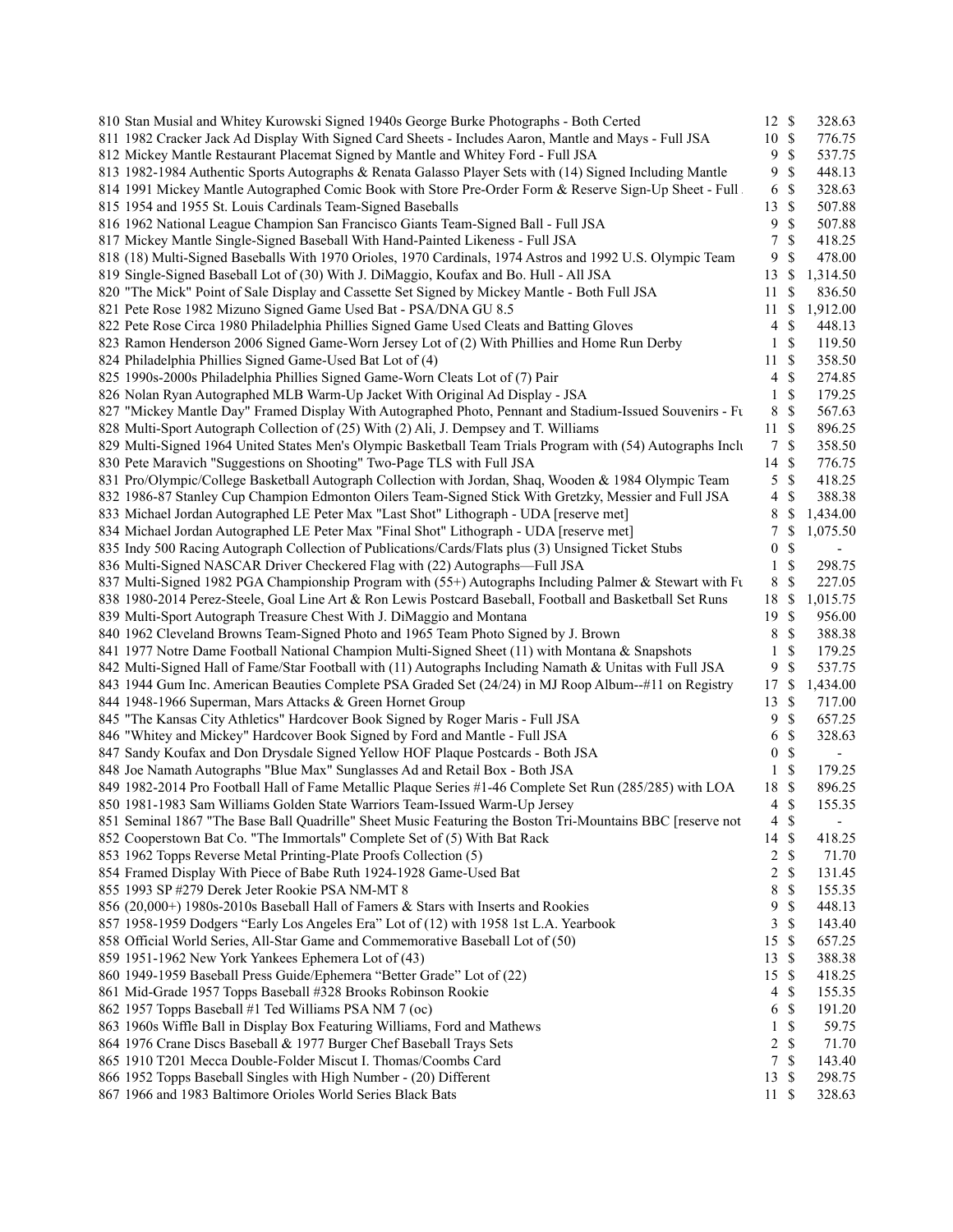| Lot | Description | Bids | | Price |
|---|---|---|---|---|
| 810 | Stan Musial and Whitey Kurowski Signed 1940s George Burke Photographs - Both Certed | 12 | $ | 328.63 |
| 811 | 1982 Cracker Jack Ad Display With Signed Card Sheets - Includes Aaron, Mantle and Mays - Full JSA | 10 | $ | 776.75 |
| 812 | Mickey Mantle Restaurant Placemat Signed by Mantle and Whitey Ford - Full JSA | 9 | $ | 537.75 |
| 813 | 1982-1984 Authentic Sports Autographs & Renata Galasso Player Sets with (14) Signed Including Mantle | 9 | $ | 448.13 |
| 814 | 1991 Mickey Mantle Autographed Comic Book with Store Pre-Order Form & Reserve Sign-Up Sheet - Full | 6 | $ | 328.63 |
| 815 | 1954 and 1955 St. Louis Cardinals Team-Signed Baseballs | 13 | $ | 507.88 |
| 816 | 1962 National League Champion San Francisco Giants Team-Signed Ball - Full JSA | 9 | $ | 507.88 |
| 817 | Mickey Mantle Single-Signed Baseball With Hand-Painted Likeness - Full JSA | 7 | $ | 418.25 |
| 818 | (18) Multi-Signed Baseballs With 1970 Orioles, 1970 Cardinals, 1974 Astros and 1992 U.S. Olympic Team | 9 | $ | 478.00 |
| 819 | Single-Signed Baseball Lot of (30) With J. DiMaggio, Koufax and Bo. Hull - All JSA | 13 | $ | 1,314.50 |
| 820 | "The Mick" Point of Sale Display and Cassette Set Signed by Mickey Mantle - Both Full JSA | 11 | $ | 836.50 |
| 821 | Pete Rose 1982 Mizuno Signed Game Used Bat - PSA/DNA GU 8.5 | 11 | $ | 1,912.00 |
| 822 | Pete Rose Circa 1980 Philadelphia Phillies Signed Game Used Cleats and Batting Gloves | 4 | $ | 448.13 |
| 823 | Ramon Henderson 2006 Signed Game-Worn Jersey Lot of (2) With Phillies and Home Run Derby | 1 | $ | 119.50 |
| 824 | Philadelphia Phillies Signed Game-Used Bat Lot of (4) | 11 | $ | 358.50 |
| 825 | 1990s-2000s Philadelphia Phillies Signed Game-Worn Cleats Lot of (7) Pair | 4 | $ | 274.85 |
| 826 | Nolan Ryan Autographed MLB Warm-Up Jacket With Original Ad Display - JSA | 1 | $ | 179.25 |
| 827 | "Mickey Mantle Day" Framed Display With Autographed Photo, Pennant and Stadium-Issued Souvenirs - Fu | 8 | $ | 567.63 |
| 828 | Multi-Sport Autograph Collection of (25) With (2) Ali, J. Dempsey and T. Williams | 11 | $ | 896.25 |
| 829 | Multi-Signed 1964 United States Men's Olympic Basketball Team Trials Program with (54) Autographs Inclu | 7 | $ | 358.50 |
| 830 | Pete Maravich "Suggestions on Shooting" Two-Page TLS with Full JSA | 14 | $ | 776.75 |
| 831 | Pro/Olympic/College Basketball Autograph Collection with Jordan, Shaq, Wooden & 1984 Olympic Team | 5 | $ | 418.25 |
| 832 | 1986-87 Stanley Cup Champion Edmonton Oilers Team-Signed Stick With Gretzky, Messier and Full JSA | 4 | $ | 388.38 |
| 833 | Michael Jordan Autographed LE Peter Max "Last Shot" Lithograph - UDA [reserve met] | 8 | $ | 1,434.00 |
| 834 | Michael Jordan Autographed LE Peter Max "Final Shot" Lithograph - UDA [reserve met] | 7 | $ | 1,075.50 |
| 835 | Indy 500 Racing Autograph Collection of Publications/Cards/Flats plus (3) Unsigned Ticket Stubs | 0 | $ | - |
| 836 | Multi-Signed NASCAR Driver Checkered Flag with (22) Autographs—Full JSA | 1 | $ | 298.75 |
| 837 | Multi-Signed 1982 PGA Championship Program with (55+) Autographs Including Palmer & Stewart with Fu | 8 | $ | 227.05 |
| 838 | 1980-2014 Perez-Steele, Goal Line Art & Ron Lewis Postcard Baseball, Football and Basketball Set Runs | 18 | $ | 1,015.75 |
| 839 | Multi-Sport Autograph Treasure Chest With J. DiMaggio and Montana | 19 | $ | 956.00 |
| 840 | 1962 Cleveland Browns Team-Signed Photo and 1965 Team Photo Signed by J. Brown | 8 | $ | 388.38 |
| 841 | 1977 Notre Dame Football National Champion Multi-Signed Sheet (11) with Montana & Snapshots | 1 | $ | 179.25 |
| 842 | Multi-Signed Hall of Fame/Star Football with (11) Autographs Including Namath & Unitas with Full JSA | 9 | $ | 537.75 |
| 843 | 1944 Gum Inc. American Beauties Complete PSA Graded Set (24/24) in MJ Roop Album--#11 on Registry | 17 | $ | 1,434.00 |
| 844 | 1948-1966 Superman, Mars Attacks & Green Hornet Group | 13 | $ | 717.00 |
| 845 | "The Kansas City Athletics" Hardcover Book Signed by Roger Maris - Full JSA | 9 | $ | 657.25 |
| 846 | "Whitey and Mickey" Hardcover Book Signed by Ford and Mantle - Full JSA | 6 | $ | 328.63 |
| 847 | Sandy Koufax and Don Drysdale Signed Yellow HOF Plaque Postcards - Both JSA | 0 | $ | - |
| 848 | Joe Namath Autographs "Blue Max" Sunglasses Ad and Retail Box - Both JSA | 1 | $ | 179.25 |
| 849 | 1982-2014 Pro Football Hall of Fame Metallic Plaque Series #1-46 Complete Set Run (285/285) with LOA | 18 | $ | 896.25 |
| 850 | 1981-1983 Sam Williams Golden State Warriors Team-Issued Warm-Up Jersey | 4 | $ | 155.35 |
| 851 | Seminal 1867 "The Base Ball Quadrille" Sheet Music Featuring the Boston Tri-Mountains BBC [reserve not | 4 | $ | - |
| 852 | Cooperstown Bat Co. "The Immortals" Complete Set of (5) With Bat Rack | 14 | $ | 418.25 |
| 853 | 1962 Topps Reverse Metal Printing-Plate Proofs Collection (5) | 2 | $ | 71.70 |
| 854 | Framed Display With Piece of Babe Ruth 1924-1928 Game-Used Bat | 2 | $ | 131.45 |
| 855 | 1993 SP #279 Derek Jeter Rookie PSA NM-MT 8 | 8 | $ | 155.35 |
| 856 | (20,000+) 1980s-2010s Baseball Hall of Famers & Stars with Inserts and Rookies | 9 | $ | 448.13 |
| 857 | 1958-1959 Dodgers "Early Los Angeles Era" Lot of (12) with 1958 1st L.A. Yearbook | 3 | $ | 143.40 |
| 858 | Official World Series, All-Star Game and Commemorative Baseball Lot of (50) | 15 | $ | 657.25 |
| 859 | 1951-1962 New York Yankees Ephemera Lot of (43) | 13 | $ | 388.38 |
| 860 | 1949-1959 Baseball Press Guide/Ephemera "Better Grade" Lot of (22) | 15 | $ | 418.25 |
| 861 | Mid-Grade 1957 Topps Baseball #328 Brooks Robinson Rookie | 4 | $ | 155.35 |
| 862 | 1957 Topps Baseball #1 Ted Williams PSA NM 7 (oc) | 6 | $ | 191.20 |
| 863 | 1960s Wiffle Ball in Display Box Featuring Williams, Ford and Mathews | 1 | $ | 59.75 |
| 864 | 1976 Crane Discs Baseball & 1977 Burger Chef Baseball Trays Sets | 2 | $ | 71.70 |
| 865 | 1910 T201 Mecca Double-Folder Miscut I. Thomas/Coombs Card | 7 | $ | 143.40 |
| 866 | 1952 Topps Baseball Singles with High Number - (20) Different | 13 | $ | 298.75 |
| 867 | 1966 and 1983 Baltimore Orioles World Series Black Bats | 11 | $ | 328.63 |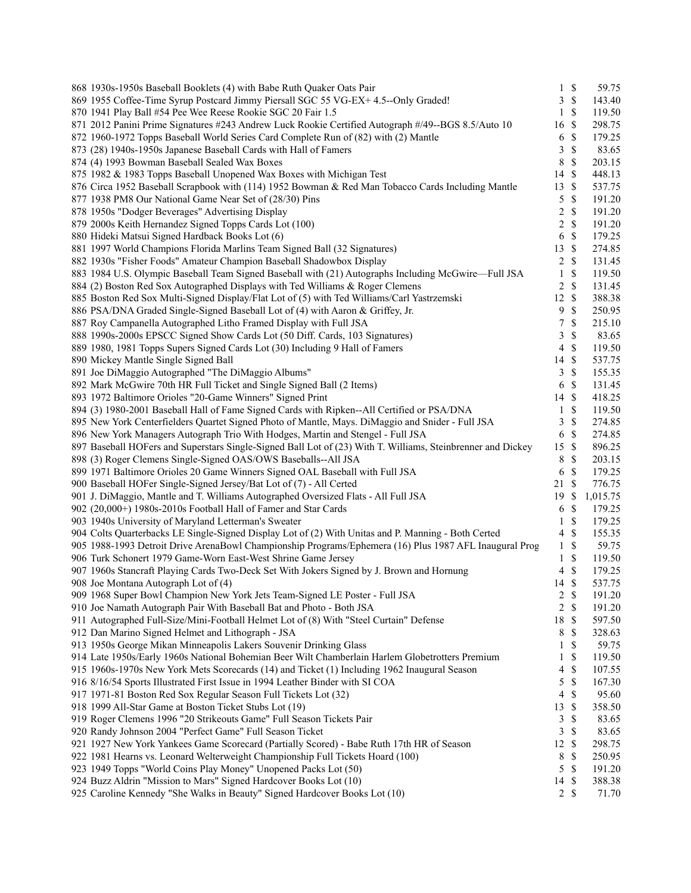| Lot | Description | Bids | | Price |
|---|---|---|---|---|
| 868 | 1930s-1950s Baseball Booklets (4) with Babe Ruth Quaker Oats Pair | 1 | $ | 59.75 |
| 869 | 1955 Coffee-Time Syrup Postcard Jimmy Piersall SGC 55 VG-EX+ 4.5--Only Graded! | 3 | $ | 143.40 |
| 870 | 1941 Play Ball #54 Pee Wee Reese Rookie SGC 20 Fair 1.5 | 1 | $ | 119.50 |
| 871 | 2012 Panini Prime Signatures #243 Andrew Luck Rookie Certified Autograph #/49--BGS 8.5/Auto 10 | 16 | $ | 298.75 |
| 872 | 1960-1972 Topps Baseball World Series Card Complete Run of (82) with (2) Mantle | 6 | $ | 179.25 |
| 873 | (28) 1940s-1950s Japanese Baseball Cards with Hall of Famers | 3 | $ | 83.65 |
| 874 | (4) 1993 Bowman Baseball Sealed Wax Boxes | 8 | $ | 203.15 |
| 875 | 1982 & 1983 Topps Baseball Unopened Wax Boxes with Michigan Test | 14 | $ | 448.13 |
| 876 | Circa 1952 Baseball Scrapbook with (114) 1952 Bowman & Red Man Tobacco Cards Including Mantle | 13 | $ | 537.75 |
| 877 | 1938 PM8 Our National Game Near Set of (28/30) Pins | 5 | $ | 191.20 |
| 878 | 1950s "Dodger Beverages" Advertising Display | 2 | $ | 191.20 |
| 879 | 2000s Keith Hernandez Signed Topps Cards Lot (100) | 2 | $ | 191.20 |
| 880 | Hideki Matsui Signed Hardback Books Lot (6) | 6 | $ | 179.25 |
| 881 | 1997 World Champions Florida Marlins Team Signed Ball (32 Signatures) | 13 | $ | 274.85 |
| 882 | 1930s "Fisher Foods" Amateur Champion Baseball Shadowbox Display | 2 | $ | 131.45 |
| 883 | 1984 U.S. Olympic Baseball Team Signed Baseball with (21) Autographs Including McGwire—Full JSA | 1 | $ | 119.50 |
| 884 | (2) Boston Red Sox Autographed Displays with Ted Williams & Roger Clemens | 2 | $ | 131.45 |
| 885 | Boston Red Sox Multi-Signed Display/Flat Lot of (5) with Ted Williams/Carl Yastrzemski | 12 | $ | 388.38 |
| 886 | PSA/DNA Graded Single-Signed Baseball Lot of (4) with Aaron & Griffey, Jr. | 9 | $ | 250.95 |
| 887 | Roy Campanella Autographed Litho Framed Display with Full JSA | 7 | $ | 215.10 |
| 888 | 1990s-2000s EPSCC Signed Show Cards Lot (50 Diff. Cards, 103 Signatures) | 3 | $ | 83.65 |
| 889 | 1980, 1981 Topps Supers Signed Cards Lot (30) Including 9 Hall of Famers | 4 | $ | 119.50 |
| 890 | Mickey Mantle Single Signed Ball | 14 | $ | 537.75 |
| 891 | Joe DiMaggio Autographed "The DiMaggio Albums" | 3 | $ | 155.35 |
| 892 | Mark McGwire 70th HR Full Ticket and Single Signed Ball (2 Items) | 6 | $ | 131.45 |
| 893 | 1972 Baltimore Orioles "20-Game Winners" Signed Print | 14 | $ | 418.25 |
| 894 | (3) 1980-2001 Baseball Hall of Fame Signed Cards with Ripken--All Certified or PSA/DNA | 1 | $ | 119.50 |
| 895 | New York Centerfielders Quartet Signed Photo of Mantle, Mays. DiMaggio and Snider - Full JSA | 3 | $ | 274.85 |
| 896 | New York Managers Autograph Trio With Hodges, Martin and Stengel - Full JSA | 6 | $ | 274.85 |
| 897 | Baseball HOFers and Superstars Single-Signed Ball Lot of (23) With T. Williams, Steinbrenner and Dickey | 15 | $ | 896.25 |
| 898 | (3) Roger Clemens Single-Signed OAS/OWS Baseballs--All JSA | 8 | $ | 203.15 |
| 899 | 1971 Baltimore Orioles 20 Game Winners Signed OAL Baseball with Full JSA | 6 | $ | 179.25 |
| 900 | Baseball HOFer Single-Signed Jersey/Bat Lot of (7) - All Certed | 21 | $ | 776.75 |
| 901 | J. DiMaggio, Mantle and T. Williams Autographed Oversized Flats - All Full JSA | 19 | $ | 1,015.75 |
| 902 | (20,000+) 1980s-2010s Football Hall of Famer and Star Cards | 6 | $ | 179.25 |
| 903 | 1940s University of Maryland Letterman's Sweater | 1 | $ | 179.25 |
| 904 | Colts Quarterbacks LE Single-Signed Display Lot of (2) With Unitas and P. Manning - Both Certed | 4 | $ | 155.35 |
| 905 | 1988-1993 Detroit Drive ArenaBowl Championship Programs/Ephemera (16) Plus 1987 AFL Inaugural Prog | 1 | $ | 59.75 |
| 906 | Turk Schonert 1979 Game-Worn East-West Shrine Game Jersey | 1 | $ | 119.50 |
| 907 | 1960s Stancraft Playing Cards Two-Deck Set With Jokers Signed by J. Brown and Hornung | 4 | $ | 179.25 |
| 908 | Joe Montana Autograph Lot of (4) | 14 | $ | 537.75 |
| 909 | 1968 Super Bowl Champion New York Jets Team-Signed LE Poster - Full JSA | 2 | $ | 191.20 |
| 910 | Joe Namath Autograph Pair With Baseball Bat and Photo - Both JSA | 2 | $ | 191.20 |
| 911 | Autographed Full-Size/Mini-Football Helmet Lot of (8) With "Steel Curtain" Defense | 18 | $ | 597.50 |
| 912 | Dan Marino Signed Helmet and Lithograph - JSA | 8 | $ | 328.63 |
| 913 | 1950s George Mikan Minneapolis Lakers Souvenir Drinking Glass | 1 | $ | 59.75 |
| 914 | Late 1950s/Early 1960s National Bohemian Beer Wilt Chamberlain Harlem Globetrotters Premium | 1 | $ | 119.50 |
| 915 | 1960s-1970s New York Mets Scorecards (14) and Ticket (1) Including 1962 Inaugural Season | 4 | $ | 107.55 |
| 916 | 8/16/54 Sports Illustrated First Issue in 1994 Leather Binder with SI COA | 5 | $ | 167.30 |
| 917 | 1971-81 Boston Red Sox Regular Season Full Tickets Lot (32) | 4 | $ | 95.60 |
| 918 | 1999 All-Star Game at Boston Ticket Stubs Lot (19) | 13 | $ | 358.50 |
| 919 | Roger Clemens 1996 "20 Strikeouts Game" Full Season Tickets Pair | 3 | $ | 83.65 |
| 920 | Randy Johnson 2004 "Perfect Game" Full Season Ticket | 3 | $ | 83.65 |
| 921 | 1927 New York Yankees Game Scorecard (Partially Scored) - Babe Ruth 17th HR of Season | 12 | $ | 298.75 |
| 922 | 1981 Hearns vs. Leonard Welterweight Championship Full Tickets Hoard (100) | 8 | $ | 250.95 |
| 923 | 1949 Topps "World Coins Play Money" Unopened Packs Lot (50) | 5 | $ | 191.20 |
| 924 | Buzz Aldrin "Mission to Mars" Signed Hardcover Books Lot (10) | 14 | $ | 388.38 |
| 925 | Caroline Kennedy "She Walks in Beauty" Signed Hardcover Books Lot (10) | 2 | $ | 71.70 |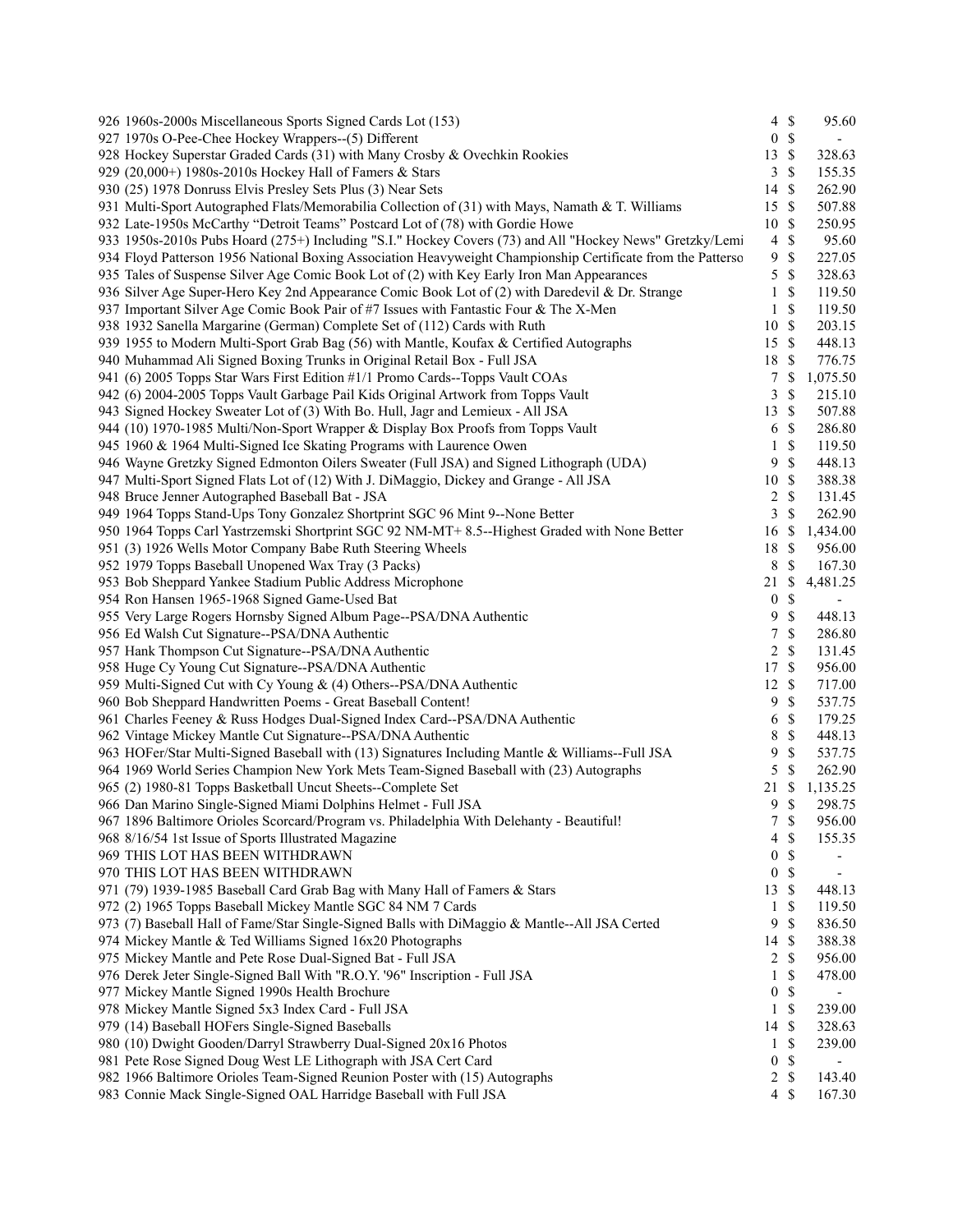| Lot | Description | Bids | | Price |
|---|---|---|---|---|
| 926 | 1960s-2000s Miscellaneous Sports Signed Cards Lot (153) | 4 | $ | 95.60 |
| 927 | 1970s O-Pee-Chee Hockey Wrappers--(5) Different | 0 | $ | - |
| 928 | Hockey Superstar Graded Cards (31) with Many Crosby & Ovechkin Rookies | 13 | $ | 328.63 |
| 929 | (20,000+) 1980s-2010s Hockey Hall of Famers & Stars | 3 | $ | 155.35 |
| 930 | (25) 1978 Donruss Elvis Presley Sets Plus (3) Near Sets | 14 | $ | 262.90 |
| 931 | Multi-Sport Autographed Flats/Memorabilia Collection of (31) with Mays, Namath & T. Williams | 15 | $ | 507.88 |
| 932 | Late-1950s McCarthy "Detroit Teams" Postcard Lot of (78) with Gordie Howe | 10 | $ | 250.95 |
| 933 | 1950s-2010s Pubs Hoard (275+) Including "S.I." Hockey Covers (73) and All "Hockey News" Gretzky/Lemi | 4 | $ | 95.60 |
| 934 | Floyd Patterson 1956 National Boxing Association Heavyweight Championship Certificate from the Patterso | 9 | $ | 227.05 |
| 935 | Tales of Suspense Silver Age Comic Book Lot of (2) with Key Early Iron Man Appearances | 5 | $ | 328.63 |
| 936 | Silver Age Super-Hero Key 2nd Appearance Comic Book Lot of (2) with Daredevil & Dr. Strange | 1 | $ | 119.50 |
| 937 | Important Silver Age Comic Book Pair of #7 Issues with Fantastic Four & The X-Men | 1 | $ | 119.50 |
| 938 | 1932 Sanella Margarine (German) Complete Set of (112) Cards with Ruth | 10 | $ | 203.15 |
| 939 | 1955 to Modern Multi-Sport Grab Bag (56) with Mantle, Koufax & Certified Autographs | 15 | $ | 448.13 |
| 940 | Muhammad Ali Signed Boxing Trunks in Original Retail Box - Full JSA | 18 | $ | 776.75 |
| 941 | (6) 2005 Topps Star Wars First Edition #1/1 Promo Cards--Topps Vault COAs | 7 | $ | 1,075.50 |
| 942 | (6) 2004-2005 Topps Vault Garbage Pail Kids Original Artwork from Topps Vault | 3 | $ | 215.10 |
| 943 | Signed Hockey Sweater Lot of (3) With Bo. Hull, Jagr and Lemieux - All JSA | 13 | $ | 507.88 |
| 944 | (10) 1970-1985 Multi/Non-Sport Wrapper & Display Box Proofs from Topps Vault | 6 | $ | 286.80 |
| 945 | 1960 & 1964 Multi-Signed Ice Skating Programs with Laurence Owen | 1 | $ | 119.50 |
| 946 | Wayne Gretzky Signed Edmonton Oilers Sweater (Full JSA) and Signed Lithograph (UDA) | 9 | $ | 448.13 |
| 947 | Multi-Sport Signed Flats Lot of (12) With J. DiMaggio, Dickey and Grange - All JSA | 10 | $ | 388.38 |
| 948 | Bruce Jenner Autographed Baseball Bat - JSA | 2 | $ | 131.45 |
| 949 | 1964 Topps Stand-Ups Tony Gonzalez Shortprint SGC 96 Mint 9--None Better | 3 | $ | 262.90 |
| 950 | 1964 Topps Carl Yastrzemski Shortprint SGC 92 NM-MT+ 8.5--Highest Graded with None Better | 16 | $ | 1,434.00 |
| 951 | (3) 1926 Wells Motor Company Babe Ruth Steering Wheels | 18 | $ | 956.00 |
| 952 | 1979 Topps Baseball Unopened Wax Tray (3 Packs) | 8 | $ | 167.30 |
| 953 | Bob Sheppard Yankee Stadium Public Address Microphone | 21 | $ | 4,481.25 |
| 954 | Ron Hansen 1965-1968 Signed Game-Used Bat | 0 | $ | - |
| 955 | Very Large Rogers Hornsby Signed Album Page--PSA/DNA Authentic | 9 | $ | 448.13 |
| 956 | Ed Walsh Cut Signature--PSA/DNA Authentic | 7 | $ | 286.80 |
| 957 | Hank Thompson Cut Signature--PSA/DNA Authentic | 2 | $ | 131.45 |
| 958 | Huge Cy Young Cut Signature--PSA/DNA Authentic | 17 | $ | 956.00 |
| 959 | Multi-Signed Cut with Cy Young & (4) Others--PSA/DNA Authentic | 12 | $ | 717.00 |
| 960 | Bob Sheppard Handwritten Poems - Great Baseball Content! | 9 | $ | 537.75 |
| 961 | Charles Feeney & Russ Hodges Dual-Signed Index Card--PSA/DNA Authentic | 6 | $ | 179.25 |
| 962 | Vintage Mickey Mantle Cut Signature--PSA/DNA Authentic | 8 | $ | 448.13 |
| 963 | HOFer/Star Multi-Signed Baseball with (13) Signatures Including Mantle & Williams--Full JSA | 9 | $ | 537.75 |
| 964 | 1969 World Series Champion New York Mets Team-Signed Baseball with (23) Autographs | 5 | $ | 262.90 |
| 965 | (2) 1980-81 Topps Basketball Uncut Sheets--Complete Set | 21 | $ | 1,135.25 |
| 966 | Dan Marino Single-Signed Miami Dolphins Helmet - Full JSA | 9 | $ | 298.75 |
| 967 | 1896 Baltimore Orioles Scorcard/Program vs. Philadelphia With Delehanty - Beautiful! | 7 | $ | 956.00 |
| 968 | 8/16/54 1st Issue of Sports Illustrated Magazine | 4 | $ | 155.35 |
| 969 | THIS LOT HAS BEEN WITHDRAWN | 0 | $ | - |
| 970 | THIS LOT HAS BEEN WITHDRAWN | 0 | $ | - |
| 971 | (79) 1939-1985 Baseball Card Grab Bag with Many Hall of Famers & Stars | 13 | $ | 448.13 |
| 972 | (2) 1965 Topps Baseball Mickey Mantle SGC 84 NM 7 Cards | 1 | $ | 119.50 |
| 973 | (7) Baseball Hall of Fame/Star Single-Signed Balls with DiMaggio & Mantle--All JSA Certed | 9 | $ | 836.50 |
| 974 | Mickey Mantle & Ted Williams Signed 16x20 Photographs | 14 | $ | 388.38 |
| 975 | Mickey Mantle and Pete Rose Dual-Signed Bat - Full JSA | 2 | $ | 956.00 |
| 976 | Derek Jeter Single-Signed Ball With "R.O.Y. '96" Inscription - Full JSA | 1 | $ | 478.00 |
| 977 | Mickey Mantle Signed 1990s Health Brochure | 0 | $ | - |
| 978 | Mickey Mantle Signed 5x3 Index Card - Full JSA | 1 | $ | 239.00 |
| 979 | (14) Baseball HOFers Single-Signed Baseballs | 14 | $ | 328.63 |
| 980 | (10) Dwight Gooden/Darryl Strawberry Dual-Signed 20x16 Photos | 1 | $ | 239.00 |
| 981 | Pete Rose Signed Doug West LE Lithograph with JSA Cert Card | 0 | $ | - |
| 982 | 1966 Baltimore Orioles Team-Signed Reunion Poster with (15) Autographs | 2 | $ | 143.40 |
| 983 | Connie Mack Single-Signed OAL Harridge Baseball with Full JSA | 4 | $ | 167.30 |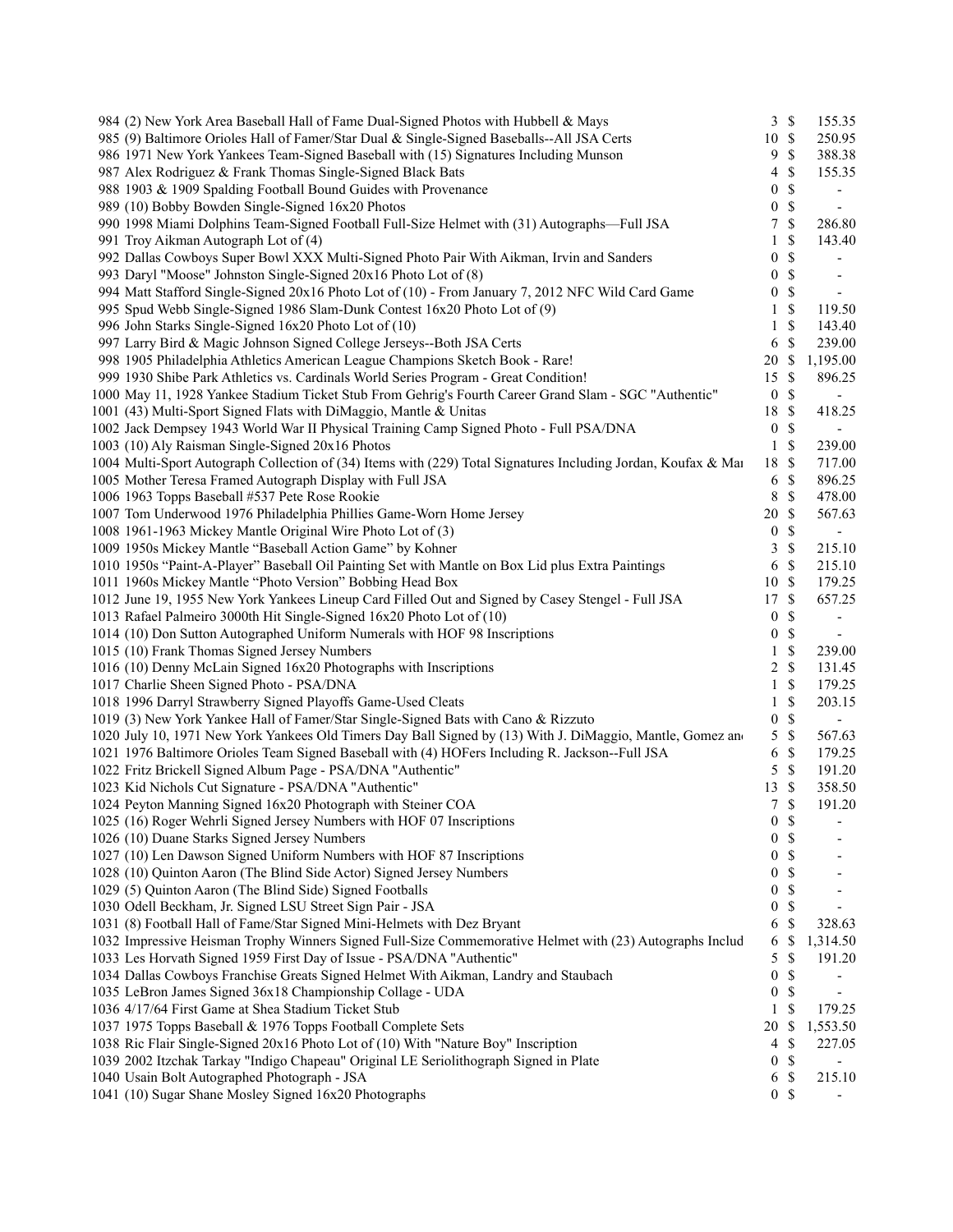| Lot | Description | Bids | | Price |
|---|---|---|---|---|
| 984 | (2) New York Area Baseball Hall of Fame Dual-Signed Photos with Hubbell & Mays | 3 | $ | 155.35 |
| 985 | (9) Baltimore Orioles Hall of Famer/Star Dual & Single-Signed Baseballs--All JSA Certs | 10 | $ | 250.95 |
| 986 | 1971 New York Yankees Team-Signed Baseball with (15) Signatures Including Munson | 9 | $ | 388.38 |
| 987 | Alex Rodriguez & Frank Thomas Single-Signed Black Bats | 4 | $ | 155.35 |
| 988 | 1903 & 1909 Spalding Football Bound Guides with Provenance | 0 | $ | - |
| 989 | (10) Bobby Bowden Single-Signed 16x20 Photos | 0 | $ | - |
| 990 | 1998 Miami Dolphins Team-Signed Football Full-Size Helmet with (31) Autographs—Full JSA | 7 | $ | 286.80 |
| 991 | Troy Aikman Autograph Lot of (4) | 1 | $ | 143.40 |
| 992 | Dallas Cowboys Super Bowl XXX Multi-Signed Photo Pair With Aikman, Irvin and Sanders | 0 | $ | - |
| 993 | Daryl "Moose" Johnston Single-Signed 20x16 Photo Lot of (8) | 0 | $ | - |
| 994 | Matt Stafford Single-Signed 20x16 Photo Lot of (10) - From January 7, 2012 NFC Wild Card Game | 0 | $ | - |
| 995 | Spud Webb Single-Signed 1986 Slam-Dunk Contest 16x20 Photo Lot of (9) | 1 | $ | 119.50 |
| 996 | John Starks Single-Signed 16x20 Photo Lot of (10) | 1 | $ | 143.40 |
| 997 | Larry Bird & Magic Johnson Signed College Jerseys--Both JSA Certs | 6 | $ | 239.00 |
| 998 | 1905 Philadelphia Athletics American League Champions Sketch Book - Rare! | 20 | $ | 1,195.00 |
| 999 | 1930 Shibe Park Athletics vs. Cardinals World Series Program - Great Condition! | 15 | $ | 896.25 |
| 1000 | May 11, 1928 Yankee Stadium Ticket Stub From Gehrig's Fourth Career Grand Slam - SGC "Authentic" | 0 | $ | - |
| 1001 | (43) Multi-Sport Signed Flats with DiMaggio, Mantle & Unitas | 18 | $ | 418.25 |
| 1002 | Jack Dempsey 1943 World War II Physical Training Camp Signed Photo - Full PSA/DNA | 0 | $ | - |
| 1003 | (10) Aly Raisman Single-Signed 20x16 Photos | 1 | $ | 239.00 |
| 1004 | Multi-Sport Autograph Collection of (34) Items with (229) Total Signatures Including Jordan, Koufax & Mai | 18 | $ | 717.00 |
| 1005 | Mother Teresa Framed Autograph Display with Full JSA | 6 | $ | 896.25 |
| 1006 | 1963 Topps Baseball #537 Pete Rose Rookie | 8 | $ | 478.00 |
| 1007 | Tom Underwood 1976 Philadelphia Phillies Game-Worn Home Jersey | 20 | $ | 567.63 |
| 1008 | 1961-1963 Mickey Mantle Original Wire Photo Lot of (3) | 0 | $ | - |
| 1009 | 1950s Mickey Mantle "Baseball Action Game" by Kohner | 3 | $ | 215.10 |
| 1010 | 1950s "Paint-A-Player" Baseball Oil Painting Set with Mantle on Box Lid plus Extra Paintings | 6 | $ | 215.10 |
| 1011 | 1960s Mickey Mantle "Photo Version" Bobbing Head Box | 10 | $ | 179.25 |
| 1012 | June 19, 1955 New York Yankees Lineup Card Filled Out and Signed by Casey Stengel - Full JSA | 17 | $ | 657.25 |
| 1013 | Rafael Palmeiro 3000th Hit Single-Signed 16x20 Photo Lot of (10) | 0 | $ | - |
| 1014 | (10) Don Sutton Autographed Uniform Numerals with HOF 98 Inscriptions | 0 | $ | - |
| 1015 | (10) Frank Thomas Signed Jersey Numbers | 1 | $ | 239.00 |
| 1016 | (10) Denny McLain Signed 16x20 Photographs with Inscriptions | 2 | $ | 131.45 |
| 1017 | Charlie Sheen Signed Photo - PSA/DNA | 1 | $ | 179.25 |
| 1018 | 1996 Darryl Strawberry Signed Playoffs Game-Used Cleats | 1 | $ | 203.15 |
| 1019 | (3) New York Yankee Hall of Famer/Star Single-Signed Bats with Cano & Rizzuto | 0 | $ | - |
| 1020 | July 10, 1971 New York Yankees Old Timers Day Ball Signed by (13) With J. DiMaggio, Mantle, Gomez an | 5 | $ | 567.63 |
| 1021 | 1976 Baltimore Orioles Team Signed Baseball with (4) HOFers Including R. Jackson--Full JSA | 6 | $ | 179.25 |
| 1022 | Fritz Brickell Signed Album Page - PSA/DNA "Authentic" | 5 | $ | 191.20 |
| 1023 | Kid Nichols Cut Signature - PSA/DNA "Authentic" | 13 | $ | 358.50 |
| 1024 | Peyton Manning Signed 16x20 Photograph with Steiner COA | 7 | $ | 191.20 |
| 1025 | (16) Roger Wehrli Signed Jersey Numbers with HOF 07 Inscriptions | 0 | $ | - |
| 1026 | (10) Duane Starks Signed Jersey Numbers | 0 | $ | - |
| 1027 | (10) Len Dawson Signed Uniform Numbers with HOF 87 Inscriptions | 0 | $ | - |
| 1028 | (10) Quinton Aaron (The Blind Side Actor) Signed Jersey Numbers | 0 | $ | - |
| 1029 | (5) Quinton Aaron (The Blind Side) Signed Footballs | 0 | $ | - |
| 1030 | Odell Beckham, Jr. Signed LSU Street Sign Pair - JSA | 0 | $ | - |
| 1031 | (8) Football Hall of Fame/Star Signed Mini-Helmets with Dez Bryant | 6 | $ | 328.63 |
| 1032 | Impressive Heisman Trophy Winners Signed Full-Size Commemorative Helmet with (23) Autographs Includ | 6 | $ | 1,314.50 |
| 1033 | Les Horvath Signed 1959 First Day of Issue - PSA/DNA "Authentic" | 5 | $ | 191.20 |
| 1034 | Dallas Cowboys Franchise Greats Signed Helmet With Aikman, Landry and Staubach | 0 | $ | - |
| 1035 | LeBron James Signed 36x18 Championship Collage - UDA | 0 | $ | - |
| 1036 | 4/17/64 First Game at Shea Stadium Ticket Stub | 1 | $ | 179.25 |
| 1037 | 1975 Topps Baseball & 1976 Topps Football Complete Sets | 20 | $ | 1,553.50 |
| 1038 | Ric Flair Single-Signed 20x16 Photo Lot of (10) With "Nature Boy" Inscription | 4 | $ | 227.05 |
| 1039 | 2002 Itzchak Tarkay "Indigo Chapeau" Original LE Seriolithograph Signed in Plate | 0 | $ | - |
| 1040 | Usain Bolt Autographed Photograph - JSA | 6 | $ | 215.10 |
| 1041 | (10) Sugar Shane Mosley Signed 16x20 Photographs | 0 | $ | - |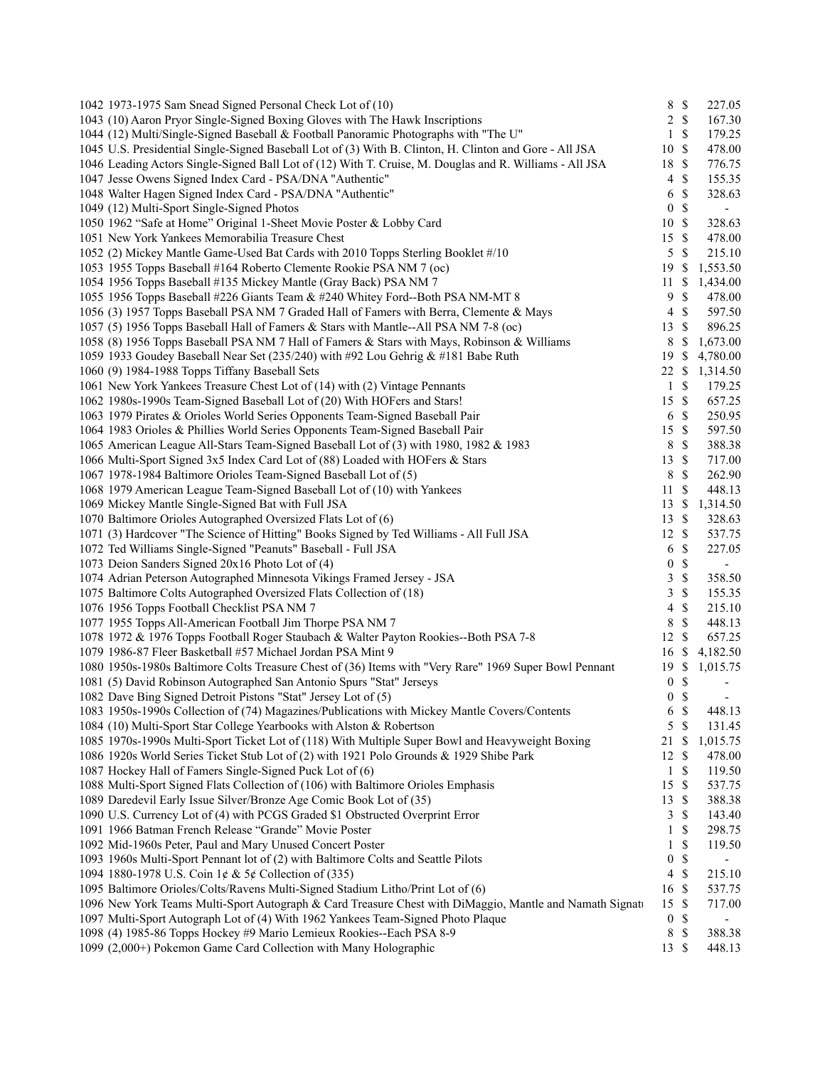| Lot | Description | Bids | | Price |
|---|---|---|---|---|
| 1042 | 1973-1975 Sam Snead Signed Personal Check Lot of (10) | 8 | $ | 227.05 |
| 1043 | (10) Aaron Pryor Single-Signed Boxing Gloves with The Hawk Inscriptions | 2 | $ | 167.30 |
| 1044 | (12) Multi/Single-Signed Baseball & Football Panoramic Photographs with "The U" | 1 | $ | 179.25 |
| 1045 | U.S. Presidential Single-Signed Baseball Lot of (3) With B. Clinton, H. Clinton and Gore - All JSA | 10 | $ | 478.00 |
| 1046 | Leading Actors Single-Signed Ball Lot of (12) With T. Cruise, M. Douglas and R. Williams - All JSA | 18 | $ | 776.75 |
| 1047 | Jesse Owens Signed Index Card - PSA/DNA "Authentic" | 4 | $ | 155.35 |
| 1048 | Walter Hagen Signed Index Card - PSA/DNA "Authentic" | 6 | $ | 328.63 |
| 1049 | (12) Multi-Sport Single-Signed Photos | 0 | $ | - |
| 1050 | 1962 "Safe at Home" Original 1-Sheet Movie Poster & Lobby Card | 10 | $ | 328.63 |
| 1051 | New York Yankees Memorabilia Treasure Chest | 15 | $ | 478.00 |
| 1052 | (2) Mickey Mantle Game-Used Bat Cards with 2010 Topps Sterling Booklet #/10 | 5 | $ | 215.10 |
| 1053 | 1955 Topps Baseball #164 Roberto Clemente Rookie PSA NM 7 (oc) | 19 | $ | 1,553.50 |
| 1054 | 1956 Topps Baseball #135 Mickey Mantle (Gray Back) PSA NM 7 | 11 | $ | 1,434.00 |
| 1055 | 1956 Topps Baseball #226 Giants Team & #240 Whitey Ford--Both PSA NM-MT 8 | 9 | $ | 478.00 |
| 1056 | (3) 1957 Topps Baseball PSA NM 7 Graded Hall of Famers with Berra, Clemente & Mays | 4 | $ | 597.50 |
| 1057 | (5) 1956 Topps Baseball Hall of Famers & Stars with Mantle--All PSA NM 7-8 (oc) | 13 | $ | 896.25 |
| 1058 | (8) 1956 Topps Baseball PSA NM 7 Hall of Famers & Stars with Mays, Robinson & Williams | 8 | $ | 1,673.00 |
| 1059 | 1933 Goudey Baseball Near Set (235/240) with #92 Lou Gehrig & #181 Babe Ruth | 19 | $ | 4,780.00 |
| 1060 | (9) 1984-1988 Topps Tiffany Baseball Sets | 22 | $ | 1,314.50 |
| 1061 | New York Yankees Treasure Chest Lot of (14) with (2) Vintage Pennants | 1 | $ | 179.25 |
| 1062 | 1980s-1990s Team-Signed Baseball Lot of (20) With HOFers and Stars! | 15 | $ | 657.25 |
| 1063 | 1979 Pirates & Orioles World Series Opponents Team-Signed Baseball Pair | 6 | $ | 250.95 |
| 1064 | 1983 Orioles & Phillies World Series Opponents Team-Signed Baseball Pair | 15 | $ | 597.50 |
| 1065 | American League All-Stars Team-Signed Baseball Lot of (3) with 1980, 1982 & 1983 | 8 | $ | 388.38 |
| 1066 | Multi-Sport Signed 3x5 Index Card Lot of (88) Loaded with HOFers & Stars | 13 | $ | 717.00 |
| 1067 | 1978-1984 Baltimore Orioles Team-Signed Baseball Lot of (5) | 8 | $ | 262.90 |
| 1068 | 1979 American League Team-Signed Baseball Lot of (10) with Yankees | 11 | $ | 448.13 |
| 1069 | Mickey Mantle Single-Signed Bat with Full JSA | 13 | $ | 1,314.50 |
| 1070 | Baltimore Orioles Autographed Oversized Flats Lot of (6) | 13 | $ | 328.63 |
| 1071 | (3) Hardcover "The Science of Hitting" Books Signed by Ted Williams - All Full JSA | 12 | $ | 537.75 |
| 1072 | Ted Williams Single-Signed "Peanuts" Baseball - Full JSA | 6 | $ | 227.05 |
| 1073 | Deion Sanders Signed 20x16 Photo Lot of (4) | 0 | $ | - |
| 1074 | Adrian Peterson Autographed Minnesota Vikings Framed Jersey - JSA | 3 | $ | 358.50 |
| 1075 | Baltimore Colts Autographed Oversized Flats Collection of (18) | 3 | $ | 155.35 |
| 1076 | 1956 Topps Football Checklist PSA NM 7 | 4 | $ | 215.10 |
| 1077 | 1955 Topps All-American Football Jim Thorpe PSA NM 7 | 8 | $ | 448.13 |
| 1078 | 1972 & 1976 Topps Football Roger Staubach & Walter Payton Rookies--Both PSA 7-8 | 12 | $ | 657.25 |
| 1079 | 1986-87 Fleer Basketball #57 Michael Jordan PSA Mint 9 | 16 | $ | 4,182.50 |
| 1080 | 1950s-1980s Baltimore Colts Treasure Chest of (36) Items with "Very Rare" 1969 Super Bowl Pennant | 19 | $ | 1,015.75 |
| 1081 | (5) David Robinson Autographed San Antonio Spurs "Stat" Jerseys | 0 | $ | - |
| 1082 | Dave Bing Signed Detroit Pistons "Stat" Jersey Lot of (5) | 0 | $ | - |
| 1083 | 1950s-1990s Collection of (74) Magazines/Publications with Mickey Mantle Covers/Contents | 6 | $ | 448.13 |
| 1084 | (10) Multi-Sport Star College Yearbooks with Alston & Robertson | 5 | $ | 131.45 |
| 1085 | 1970s-1990s Multi-Sport Ticket Lot of (118) With Multiple Super Bowl and Heavyweight Boxing | 21 | $ | 1,015.75 |
| 1086 | 1920s World Series Ticket Stub Lot of (2) with 1921 Polo Grounds & 1929 Shibe Park | 12 | $ | 478.00 |
| 1087 | Hockey Hall of Famers Single-Signed Puck Lot of (6) | 1 | $ | 119.50 |
| 1088 | Multi-Sport Signed Flats Collection of (106) with Baltimore Orioles Emphasis | 15 | $ | 537.75 |
| 1089 | Daredevil Early Issue Silver/Bronze Age Comic Book Lot of (35) | 13 | $ | 388.38 |
| 1090 | U.S. Currency Lot of (4) with PCGS Graded $1 Obstructed Overprint Error | 3 | $ | 143.40 |
| 1091 | 1966 Batman French Release "Grande" Movie Poster | 1 | $ | 298.75 |
| 1092 | Mid-1960s Peter, Paul and Mary Unused Concert Poster | 1 | $ | 119.50 |
| 1093 | 1960s Multi-Sport Pennant lot of (2) with Baltimore Colts and Seattle Pilots | 0 | $ | - |
| 1094 | 1880-1978 U.S. Coin 1¢ & 5¢ Collection of (335) | 4 | $ | 215.10 |
| 1095 | Baltimore Orioles/Colts/Ravens Multi-Signed Stadium Litho/Print Lot of (6) | 16 | $ | 537.75 |
| 1096 | New York Teams Multi-Sport Autograph & Card Treasure Chest with DiMaggio, Mantle and Namath Signatı | 15 | $ | 717.00 |
| 1097 | Multi-Sport Autograph Lot of (4) With 1962 Yankees Team-Signed Photo Plaque | 0 | $ | - |
| 1098 | (4) 1985-86 Topps Hockey #9 Mario Lemieux Rookies--Each PSA 8-9 | 8 | $ | 388.38 |
| 1099 | (2,000+) Pokemon Game Card Collection with Many Holographic | 13 | $ | 448.13 |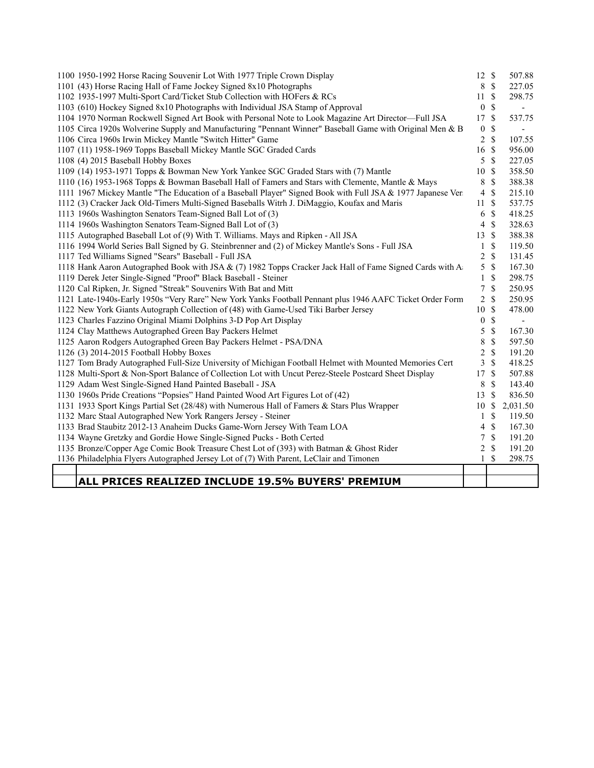| | | | | |
|---|---|---|---|---|
| 1100 | 1950-1992 Horse Racing Souvenir Lot With 1977 Triple Crown Display | 12 | $ | 507.88 |
| 1101 | (43) Horse Racing Hall of Fame Jockey Signed 8x10 Photographs | 8 | $ | 227.05 |
| 1102 | 1935-1997 Multi-Sport Card/Ticket Stub Collection with HOFers & RCs | 11 | $ | 298.75 |
| 1103 | (610) Hockey Signed 8x10 Photographs with Individual JSA Stamp of Approval | 0 | $ | - |
| 1104 | 1970 Norman Rockwell Signed Art Book with Personal Note to Look Magazine Art Director—Full JSA | 17 | $ | 537.75 |
| 1105 | Circa 1920s Wolverine Supply and Manufacturing "Pennant Winner" Baseball Game with Original Men & B | 0 | $ | - |
| 1106 | Circa 1960s Irwin Mickey Mantle "Switch Hitter" Game | 2 | $ | 107.55 |
| 1107 | (11) 1958-1969 Topps Baseball Mickey Mantle SGC Graded Cards | 16 | $ | 956.00 |
| 1108 | (4) 2015 Baseball Hobby Boxes | 5 | $ | 227.05 |
| 1109 | (14) 1953-1971 Topps & Bowman New York Yankee SGC Graded Stars with (7) Mantle | 10 | $ | 358.50 |
| 1110 | (16) 1953-1968 Topps & Bowman Baseball Hall of Famers and Stars with Clemente, Mantle & Mays | 8 | $ | 388.38 |
| 1111 | 1967 Mickey Mantle "The Education of a Baseball Player" Signed Book with Full JSA & 1977 Japanese Ver | 4 | $ | 215.10 |
| 1112 | (3) Cracker Jack Old-Timers Multi-Signed Baseballs Witrh J. DiMaggio, Koufax and Maris | 11 | $ | 537.75 |
| 1113 | 1960s Washington Senators Team-Signed Ball Lot of (3) | 6 | $ | 418.25 |
| 1114 | 1960s Washington Senators Team-Signed Ball Lot of (3) | 4 | $ | 328.63 |
| 1115 | Autographed Baseball Lot of (9) With T. Williams. Mays and Ripken - All JSA | 13 | $ | 388.38 |
| 1116 | 1994 World Series Ball Signed by G. Steinbrenner and (2) of Mickey Mantle's Sons - Full JSA | 1 | $ | 119.50 |
| 1117 | Ted Williams Signed "Sears" Baseball - Full JSA | 2 | $ | 131.45 |
| 1118 | Hank Aaron Autographed Book with JSA & (7) 1982 Topps Cracker Jack Hall of Fame Signed Cards with A | 5 | $ | 167.30 |
| 1119 | Derek Jeter Single-Signed "Proof" Black Baseball - Steiner | 1 | $ | 298.75 |
| 1120 | Cal Ripken, Jr. Signed "Streak" Souvenirs With Bat and Mitt | 7 | $ | 250.95 |
| 1121 | Late-1940s-Early 1950s "Very Rare" New York Yanks Football Pennant plus 1946 AAFC Ticket Order Form | 2 | $ | 250.95 |
| 1122 | New York Giants Autograph Collection of (48) with Game-Used Tiki Barber Jersey | 10 | $ | 478.00 |
| 1123 | Charles Fazzino Original Miami Dolphins 3-D Pop Art Display | 0 | $ | - |
| 1124 | Clay Matthews Autographed Green Bay Packers Helmet | 5 | $ | 167.30 |
| 1125 | Aaron Rodgers Autographed Green Bay Packers Helmet - PSA/DNA | 8 | $ | 597.50 |
| 1126 | (3) 2014-2015 Football Hobby Boxes | 2 | $ | 191.20 |
| 1127 | Tom Brady Autographed Full-Size University of Michigan Football Helmet with Mounted Memories Cert | 3 | $ | 418.25 |
| 1128 | Multi-Sport & Non-Sport Balance of Collection Lot with Uncut Perez-Steele Postcard Sheet Display | 17 | $ | 507.88 |
| 1129 | Adam West Single-Signed Hand Painted Baseball - JSA | 8 | $ | 143.40 |
| 1130 | 1960s Pride Creations "Popsies" Hand Painted Wood Art Figures Lot of (42) | 13 | $ | 836.50 |
| 1131 | 1933 Sport Kings Partial Set (28/48) with Numerous Hall of Famers & Stars Plus Wrapper | 10 | $ | 2,031.50 |
| 1132 | Marc Staal Autographed New York Rangers Jersey - Steiner | 1 | $ | 119.50 |
| 1133 | Brad Staubitz 2012-13 Anaheim Ducks Game-Worn Jersey With Team LOA | 4 | $ | 167.30 |
| 1134 | Wayne Gretzky and Gordie Howe Single-Signed Pucks - Both Certed | 7 | $ | 191.20 |
| 1135 | Bronze/Copper Age Comic Book Treasure Chest Lot of (393) with Batman & Ghost Rider | 2 | $ | 191.20 |
| 1136 | Philadelphia Flyers Autographed Jersey Lot of (7) With Parent, LeClair and Timonen | 1 | $ | 298.75 |

**ALL PRICES REALIZED INCLUDE 19.5% BUYERS' PREMIUM**